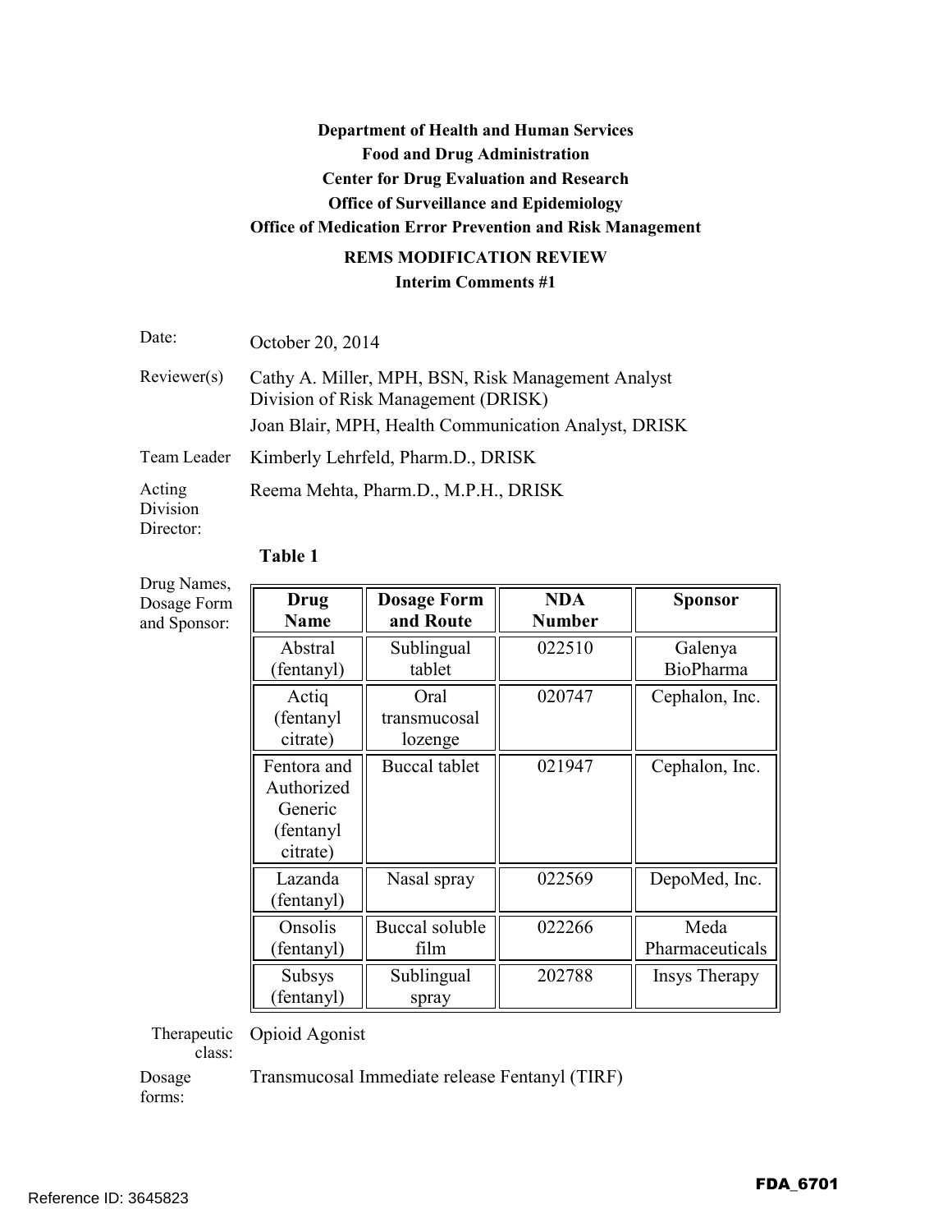**Department of Health and Human Services**

**Food and Drug Administration**

**Center for Drug Evaluation and Research**

**Office of Surveillance and Epidemiology**

**Office of Medication Error Prevention and Risk Management**

**REMS MODIFICATION REVIEW**

**Interim Comments #1**

Date: October 20, 2014

Reviewer(s) Cathy A. Miller, MPH, BSN, Risk Management Analyst Division of Risk Management (DRISK)

Joan Blair, MPH, Health Communication Analyst, DRISK

Team Leader Kimberly Lehrfeld, Pharm.D., DRISK

Acting Division Director: Reema Mehta, Pharm.D., M.P.H., DRISK

**Table 1**

Drug Names, Dosage Form and Sponsor:

| Drug Name | Dosage Form and Route | NDA Number | Sponsor |
|---|---|---|---|
| Abstral (fentanyl) | Sublingual tablet | 022510 | Galenya BioPharma |
| Actiq (fentanyl citrate) | Oral transmucosal lozenge | 020747 | Cephalon, Inc. |
| Fentora and Authorized Generic (fentanyl citrate) | Buccal tablet | 021947 | Cephalon, Inc. |
| Lazanda (fentanyl) | Nasal spray | 022569 | DepoMed, Inc. |
| Onsolis (fentanyl) | Buccal soluble film | 022266 | Meda Pharmaceuticals |
| Subsys (fentanyl) | Sublingual spray | 202788 | Insys Therapy |

Therapeutic class: Opioid Agonist

Dosage forms: Transmucosal Immediate release Fentanyl (TIRF)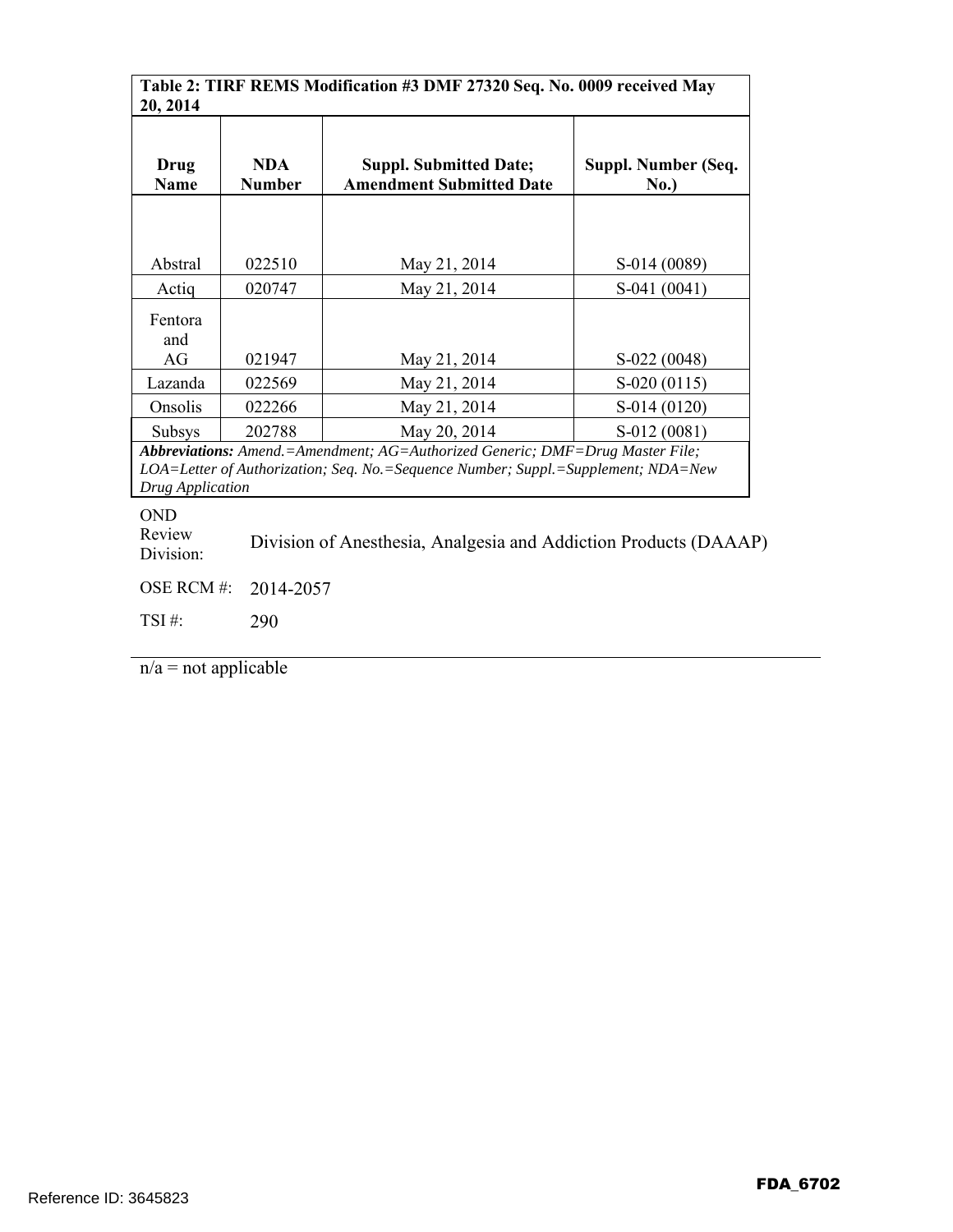| Table 2: TIRF REMS Modification #3 DMF 27320 Seq. No. 0009 received May 20, 2014 | | | |
|---|---|---|---|
| **Drug Name** | **NDA Number** | **Suppl. Submitted Date; Amendment Submitted Date** | **Suppl. Number (Seq. No.)** |
| Abstral | 022510 | May 21, 2014 | S-014 (0089) |
| Actiq | 020747 | May 21, 2014 | S-041 (0041) |
| Fentora and AG | 021947 | May 21, 2014 | S-022 (0048) |
| Lazanda | 022569 | May 21, 2014 | S-020 (0115) |
| Onsolis | 022266 | May 21, 2014 | S-014 (0120) |
| Subsys | 202788 | May 20, 2014 | S-012 (0081) |

***Abbreviations:*** *Amend.=Amendment; AG=Authorized Generic; DMF=Drug Master File; LOA=Letter of Authorization; Seq. No.=Sequence Number; Suppl.=Supplement; NDA=New Drug Application*

OND Review Division: Division of Anesthesia, Analgesia and Addiction Products (DAAAP)

OSE RCM #: 2014-2057

TSI #: 290

---

n/a = not applicable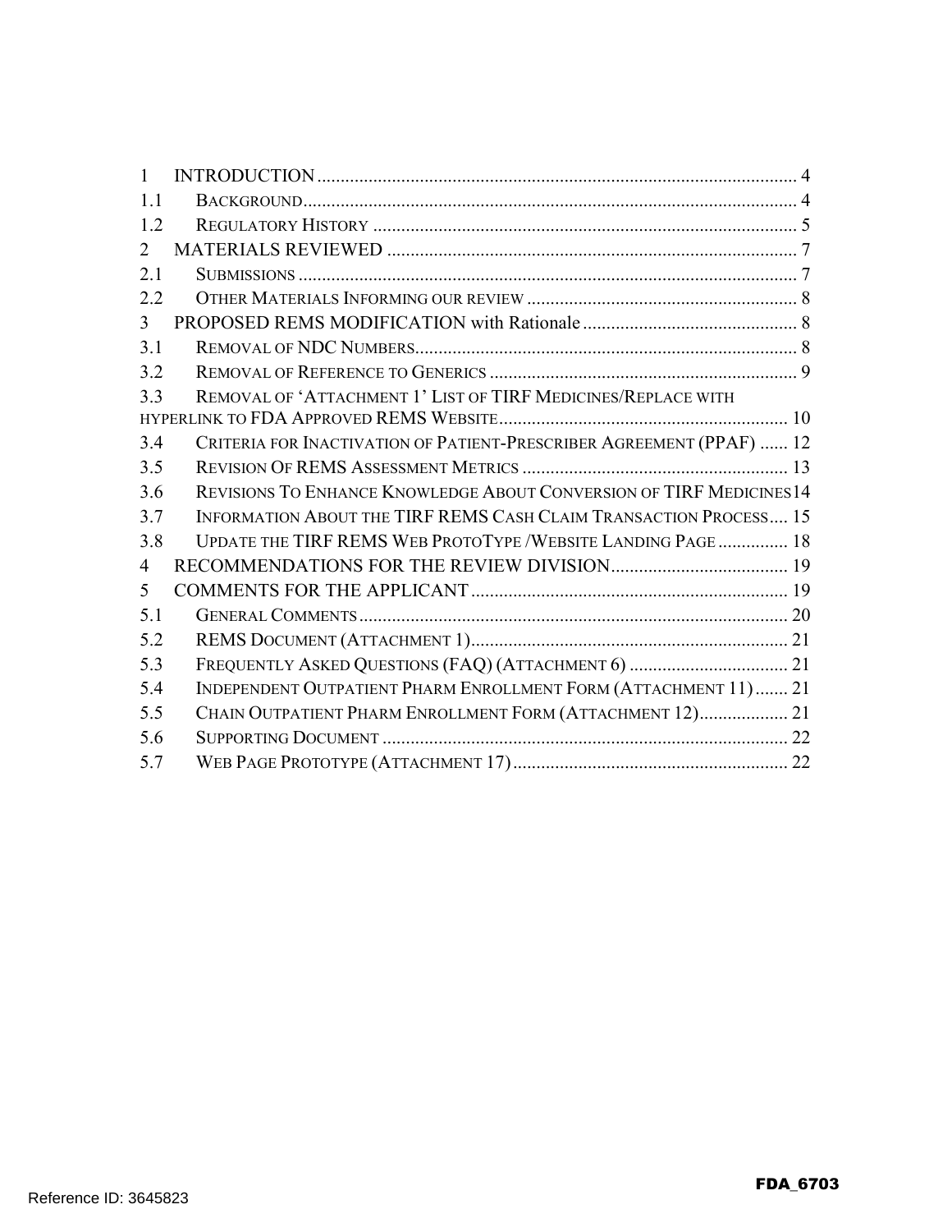| | | |
|---|---|---|
| 1 | INTRODUCTION | 4 |
| 1.1 | BACKGROUND | 4 |
| 1.2 | REGULATORY HISTORY | 5 |
| 2 | MATERIALS REVIEWED | 7 |
| 2.1 | SUBMISSIONS | 7 |
| 2.2 | OTHER MATERIALS INFORMING OUR REVIEW | 8 |
| 3 | PROPOSED REMS MODIFICATION with Rationale | 8 |
| 3.1 | REMOVAL OF NDC NUMBERS | 8 |
| 3.2 | REMOVAL OF REFERENCE TO GENERICS | 9 |
| 3.3 | REMOVAL OF 'ATTACHMENT 1' LIST OF TIRF MEDICINES/REPLACE WITH HYPERLINK TO FDA APPROVED REMS WEBSITE | 10 |
| 3.4 | CRITERIA FOR INACTIVATION OF PATIENT-PRESCRIBER AGREEMENT (PPAF) | 12 |
| 3.5 | REVISION OF REMS ASSESSMENT METRICS | 13 |
| 3.6 | REVISIONS TO ENHANCE KNOWLEDGE ABOUT CONVERSION OF TIRF MEDICINES | 14 |
| 3.7 | INFORMATION ABOUT THE TIRF REMS CASH CLAIM TRANSACTION PROCESS | 15 |
| 3.8 | UPDATE THE TIRF REMS WEB PROTOTYPE /WEBSITE LANDING PAGE | 18 |
| 4 | RECOMMENDATIONS FOR THE REVIEW DIVISION | 19 |
| 5 | COMMENTS FOR THE APPLICANT | 19 |
| 5.1 | GENERAL COMMENTS | 20 |
| 5.2 | REMS DOCUMENT (ATTACHMENT 1) | 21 |
| 5.3 | FREQUENTLY ASKED QUESTIONS (FAQ) (ATTACHMENT 6) | 21 |
| 5.4 | INDEPENDENT OUTPATIENT PHARM ENROLLMENT FORM (ATTACHMENT 11) | 21 |
| 5.5 | CHAIN OUTPATIENT PHARM ENROLLMENT FORM (ATTACHMENT 12) | 21 |
| 5.6 | SUPPORTING DOCUMENT | 22 |
| 5.7 | WEB PAGE PROTOTYPE (ATTACHMENT 17) | 22 |

FDA_6703

Reference ID: 3645823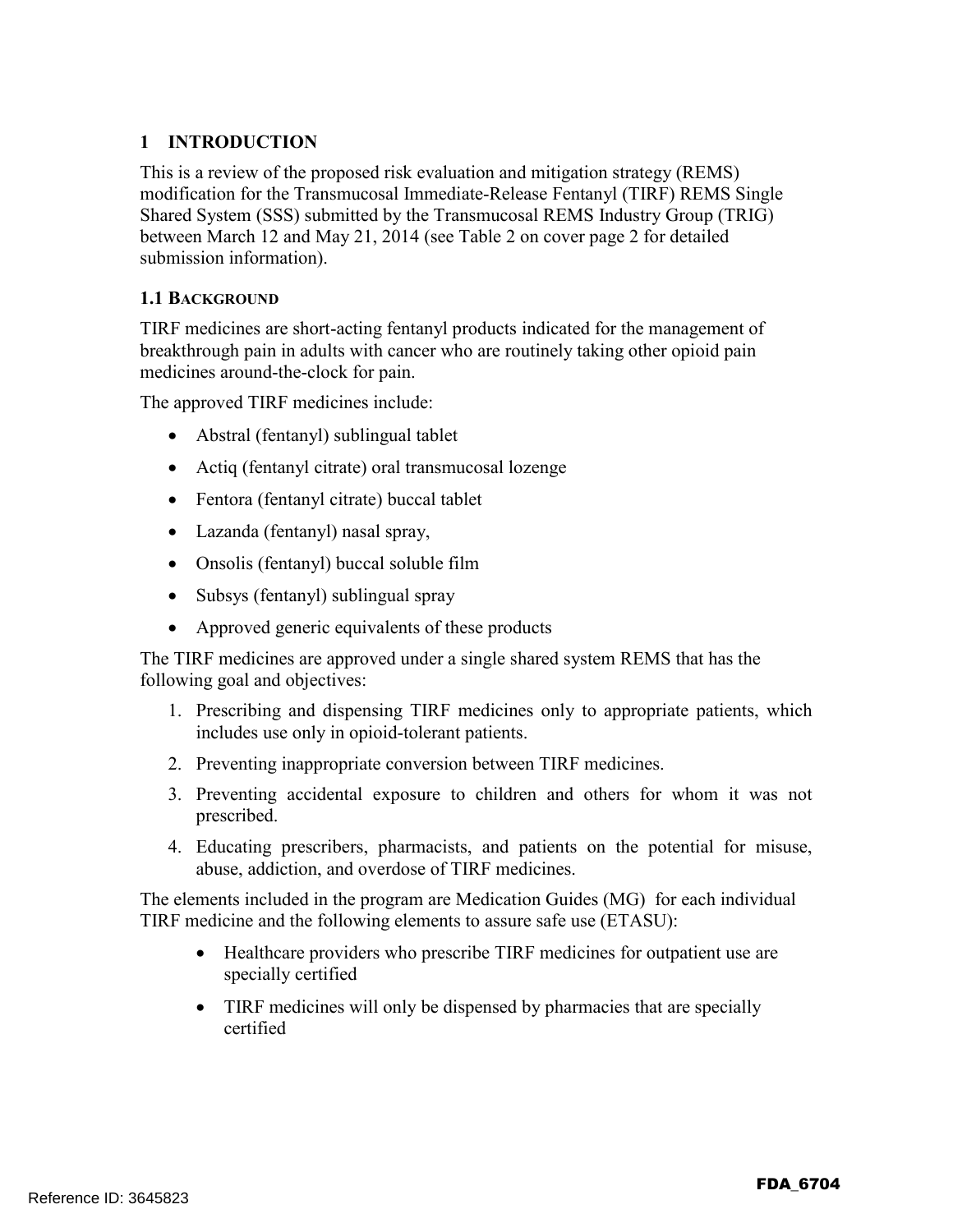# 1 INTRODUCTION

This is a review of the proposed risk evaluation and mitigation strategy (REMS) modification for the Transmucosal Immediate-Release Fentanyl (TIRF) REMS Single Shared System (SSS) submitted by the Transmucosal REMS Industry Group (TRIG) between March 12 and May 21, 2014 (see Table 2 on cover page 2 for detailed submission information).

## 1.1 BACKGROUND

TIRF medicines are short-acting fentanyl products indicated for the management of breakthrough pain in adults with cancer who are routinely taking other opioid pain medicines around-the-clock for pain.

The approved TIRF medicines include:

- Abstral (fentanyl) sublingual tablet
- Actiq (fentanyl citrate) oral transmucosal lozenge
- Fentora (fentanyl citrate) buccal tablet
- Lazanda (fentanyl) nasal spray,
- Onsolis (fentanyl) buccal soluble film
- Subsys (fentanyl) sublingual spray
- Approved generic equivalents of these products

The TIRF medicines are approved under a single shared system REMS that has the following goal and objectives:

1. Prescribing and dispensing TIRF medicines only to appropriate patients, which includes use only in opioid-tolerant patients.
2. Preventing inappropriate conversion between TIRF medicines.
3. Preventing accidental exposure to children and others for whom it was not prescribed.
4. Educating prescribers, pharmacists, and patients on the potential for misuse, abuse, addiction, and overdose of TIRF medicines.

The elements included in the program are Medication Guides (MG) for each individual TIRF medicine and the following elements to assure safe use (ETASU):

- Healthcare providers who prescribe TIRF medicines for outpatient use are specially certified
- TIRF medicines will only be dispensed by pharmacies that are specially certified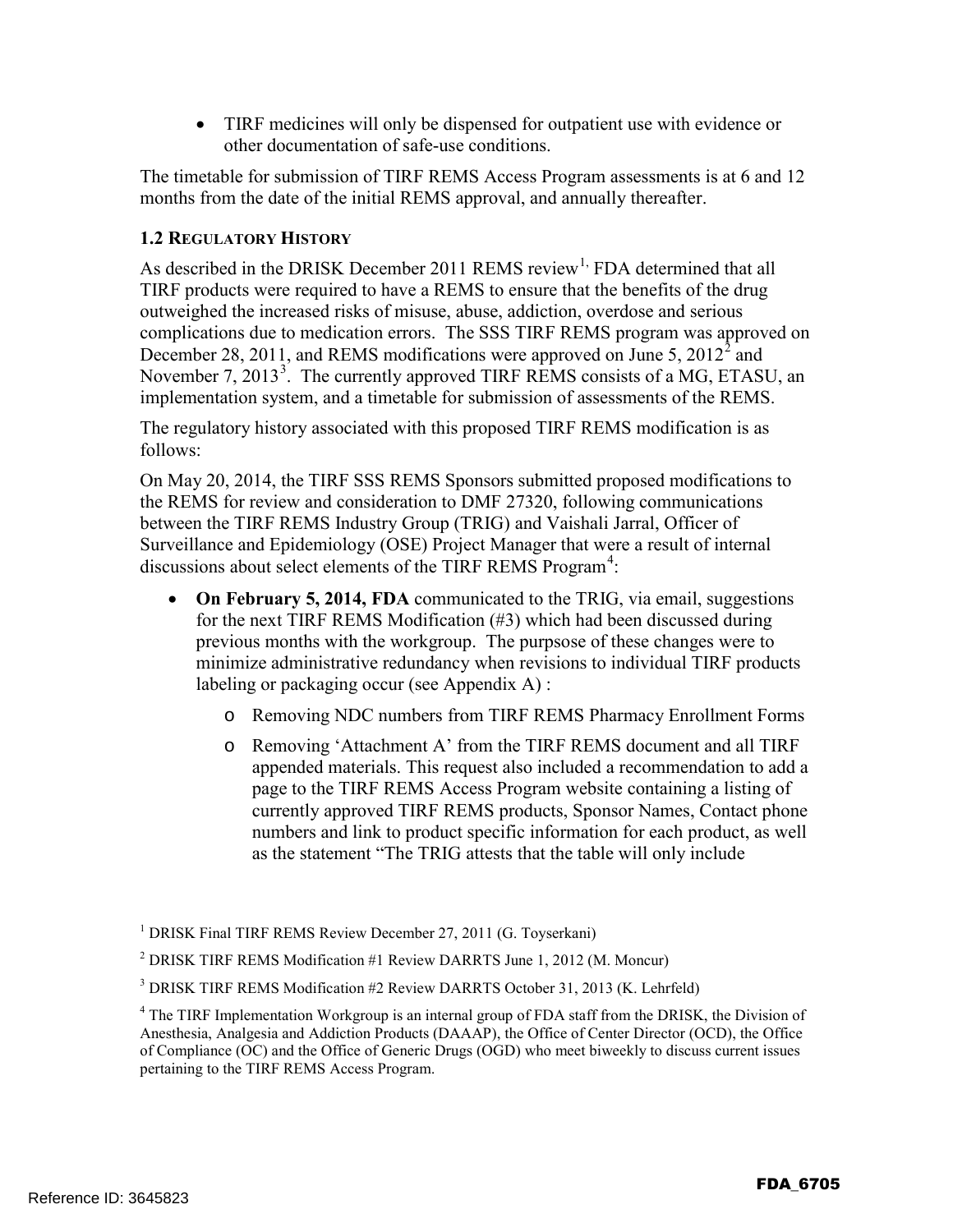- TIRF medicines will only be dispensed for outpatient use with evidence or other documentation of safe-use conditions.

The timetable for submission of TIRF REMS Access Program assessments is at 6 and 12 months from the date of the initial REMS approval, and annually thereafter.

### 1.2 Regulatory History

As described in the DRISK December 2011 REMS review[1], FDA determined that all TIRF products were required to have a REMS to ensure that the benefits of the drug outweighed the increased risks of misuse, abuse, addiction, overdose and serious complications due to medication errors. The SSS TIRF REMS program was approved on December 28, 2011, and REMS modifications were approved on June 5, 2012[2] and November 7, 2013[3]. The currently approved TIRF REMS consists of a MG, ETASU, an implementation system, and a timetable for submission of assessments of the REMS.

The regulatory history associated with this proposed TIRF REMS modification is as follows:

On May 20, 2014, the TIRF SSS REMS Sponsors submitted proposed modifications to the REMS for review and consideration to DMF 27320, following communications between the TIRF REMS Industry Group (TRIG) and Vaishali Jarral, Officer of Surveillance and Epidemiology (OSE) Project Manager that were a result of internal discussions about select elements of the TIRF REMS Program[4]:

- **On February 5, 2014, FDA** communicated to the TRIG, via email, suggestions for the next TIRF REMS Modification (#3) which had been discussed during previous months with the workgroup. The purpsose of these changes were to minimize administrative redundancy when revisions to individual TIRF products labeling or packaging occur (see Appendix A) :
  - Removing NDC numbers from TIRF REMS Pharmacy Enrollment Forms
  - Removing 'Attachment A' from the TIRF REMS document and all TIRF appended materials. This request also included a recommendation to add a page to the TIRF REMS Access Program website containing a listing of currently approved TIRF REMS products, Sponsor Names, Contact phone numbers and link to product specific information for each product, as well as the statement "The TRIG attests that the table will only include

[1] DRISK Final TIRF REMS Review December 27, 2011 (G. Toyserkani)

[2] DRISK TIRF REMS Modification #1 Review DARRTS June 1, 2012 (M. Moncur)

[3] DRISK TIRF REMS Modification #2 Review DARRTS October 31, 2013 (K. Lehrfeld)

[4] The TIRF Implementation Workgroup is an internal group of FDA staff from the DRISK, the Division of Anesthesia, Analgesia and Addiction Products (DAAAP), the Office of Center Director (OCD), the Office of Compliance (OC) and the Office of Generic Drugs (OGD) who meet biweekly to discuss current issues pertaining to the TIRF REMS Access Program.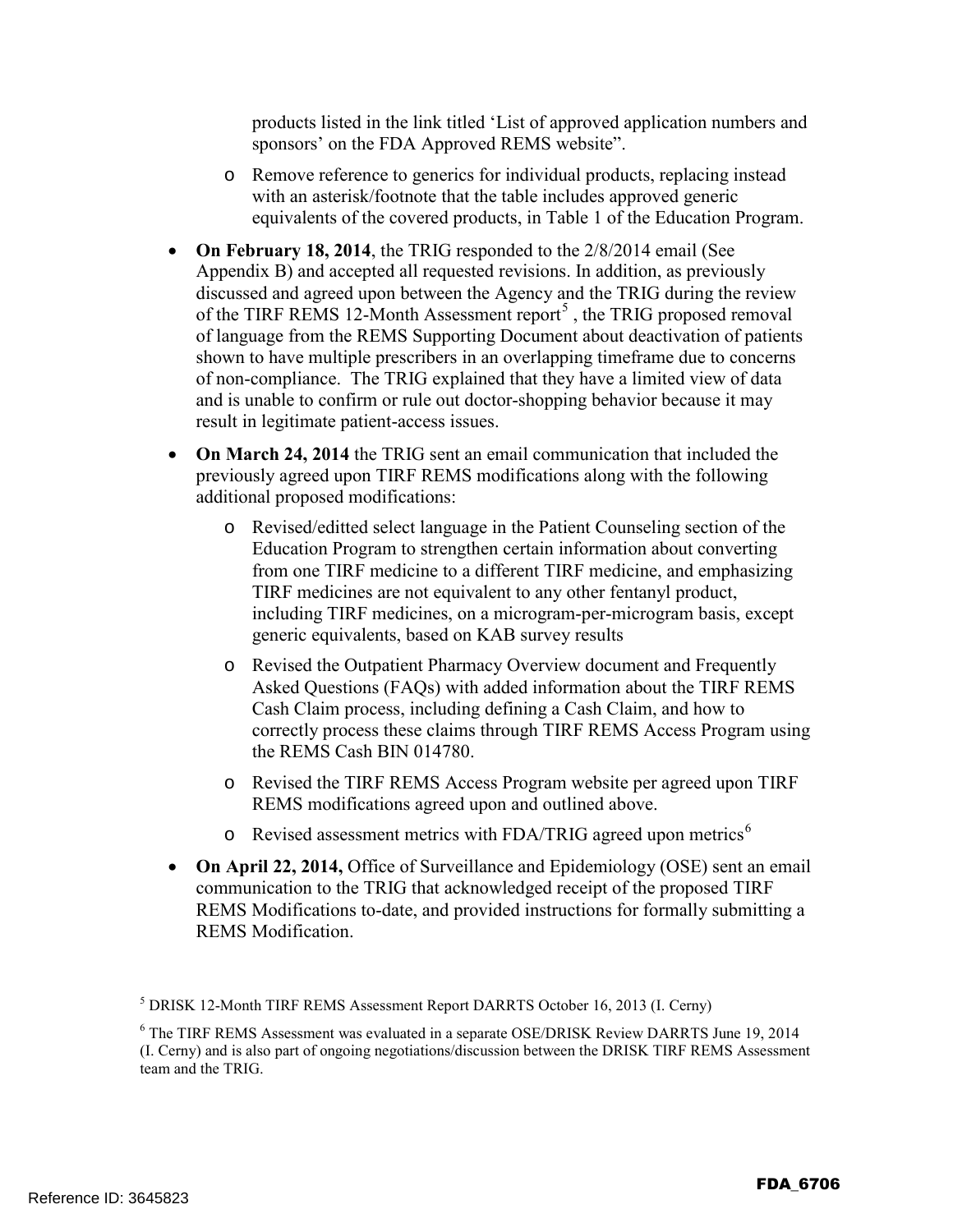products listed in the link titled 'List of approved application numbers and sponsors' on the FDA Approved REMS website".

  - Remove reference to generics for individual products, replacing instead with an asterisk/footnote that the table includes approved generic equivalents of the covered products, in Table 1 of the Education Program.

- **On February 18, 2014**, the TRIG responded to the 2/8/2014 email (See Appendix B) and accepted all requested revisions. In addition, as previously discussed and agreed upon between the Agency and the TRIG during the review of the TIRF REMS 12-Month Assessment report[5], the TRIG proposed removal of language from the REMS Supporting Document about deactivation of patients shown to have multiple prescribers in an overlapping timeframe due to concerns of non-compliance. The TRIG explained that they have a limited view of data and is unable to confirm or rule out doctor-shopping behavior because it may result in legitimate patient-access issues.

- **On March 24, 2014** the TRIG sent an email communication that included the previously agreed upon TIRF REMS modifications along with the following additional proposed modifications:
  - Revised/editted select language in the Patient Counseling section of the Education Program to strengthen certain information about converting from one TIRF medicine to a different TIRF medicine, and emphasizing TIRF medicines are not equivalent to any other fentanyl product, including TIRF medicines, on a microgram-per-microgram basis, except generic equivalents, based on KAB survey results
  - Revised the Outpatient Pharmacy Overview document and Frequently Asked Questions (FAQs) with added information about the TIRF REMS Cash Claim process, including defining a Cash Claim, and how to correctly process these claims through TIRF REMS Access Program using the REMS Cash BIN 014780.
  - Revised the TIRF REMS Access Program website per agreed upon TIRF REMS modifications agreed upon and outlined above.
  - Revised assessment metrics with FDA/TRIG agreed upon metrics[6]

- **On April 22, 2014,** Office of Surveillance and Epidemiology (OSE) sent an email communication to the TRIG that acknowledged receipt of the proposed TIRF REMS Modifications to-date, and provided instructions for formally submitting a REMS Modification.

[5] DRISK 12-Month TIRF REMS Assessment Report DARRTS October 16, 2013 (I. Cerny)

[6] The TIRF REMS Assessment was evaluated in a separate OSE/DRISK Review DARRTS June 19, 2014 (I. Cerny) and is also part of ongoing negotiations/discussion between the DRISK TIRF REMS Assessment team and the TRIG.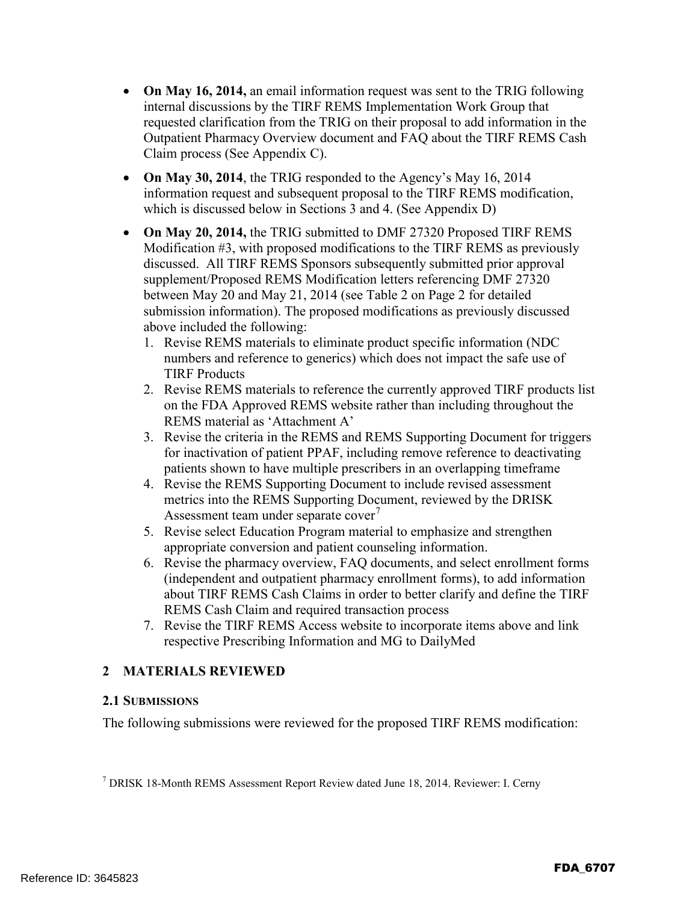- **On May 16, 2014,** an email information request was sent to the TRIG following internal discussions by the TIRF REMS Implementation Work Group that requested clarification from the TRIG on their proposal to add information in the Outpatient Pharmacy Overview document and FAQ about the TIRF REMS Cash Claim process (See Appendix C).
- **On May 30, 2014**, the TRIG responded to the Agency's May 16, 2014 information request and subsequent proposal to the TIRF REMS modification, which is discussed below in Sections 3 and 4. (See Appendix D)
- **On May 20, 2014,** the TRIG submitted to DMF 27320 Proposed TIRF REMS Modification #3, with proposed modifications to the TIRF REMS as previously discussed. All TIRF REMS Sponsors subsequently submitted prior approval supplement/Proposed REMS Modification letters referencing DMF 27320 between May 20 and May 21, 2014 (see Table 2 on Page 2 for detailed submission information). The proposed modifications as previously discussed above included the following:
    1. Revise REMS materials to eliminate product specific information (NDC numbers and reference to generics) which does not impact the safe use of TIRF Products
    2. Revise REMS materials to reference the currently approved TIRF products list on the FDA Approved REMS website rather than including throughout the REMS material as 'Attachment A'
    3. Revise the criteria in the REMS and REMS Supporting Document for triggers for inactivation of patient PPAF, including remove reference to deactivating patients shown to have multiple prescribers in an overlapping timeframe
    4. Revise the REMS Supporting Document to include revised assessment metrics into the REMS Supporting Document, reviewed by the DRISK Assessment team under separate cover[7]
    5. Revise select Education Program material to emphasize and strengthen appropriate conversion and patient counseling information.
    6. Revise the pharmacy overview, FAQ documents, and select enrollment forms (independent and outpatient pharmacy enrollment forms), to add information about TIRF REMS Cash Claims in order to better clarify and define the TIRF REMS Cash Claim and required transaction process
    7. Revise the TIRF REMS Access website to incorporate items above and link respective Prescribing Information and MG to DailyMed

## 2 MATERIALS REVIEWED

### 2.1 SUBMISSIONS

The following submissions were reviewed for the proposed TIRF REMS modification:

[7] DRISK 18-Month REMS Assessment Report Review dated June 18, 2014. Reviewer: I. Cerny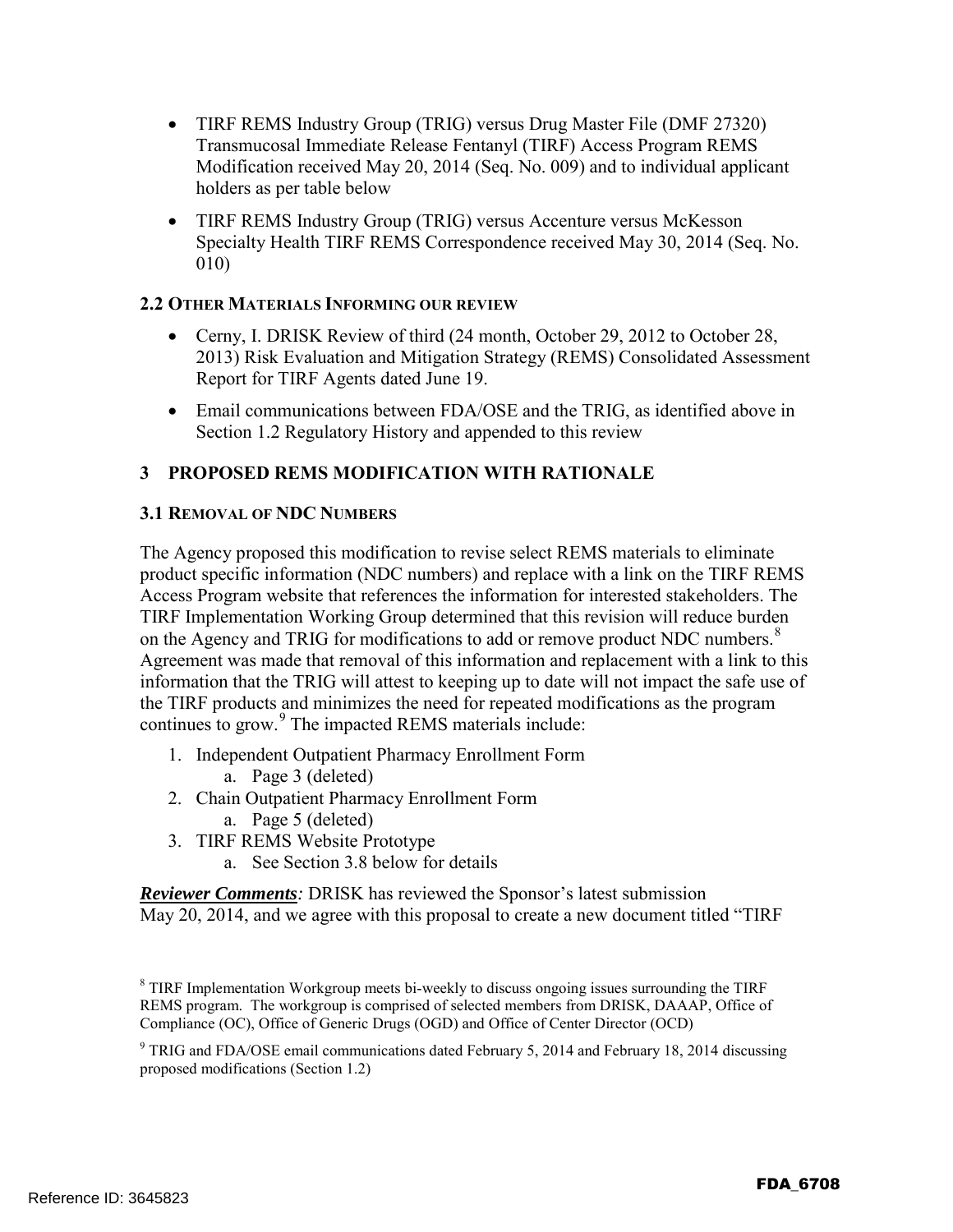- TIRF REMS Industry Group (TRIG) versus Drug Master File (DMF 27320) Transmucosal Immediate Release Fentanyl (TIRF) Access Program REMS Modification received May 20, 2014 (Seq. No. 009) and to individual applicant holders as per table below
- TIRF REMS Industry Group (TRIG) versus Accenture versus McKesson Specialty Health TIRF REMS Correspondence received May 30, 2014 (Seq. No. 010)

### 2.2 OTHER MATERIALS INFORMING OUR REVIEW

- Cerny, I. DRISK Review of third (24 month, October 29, 2012 to October 28, 2013) Risk Evaluation and Mitigation Strategy (REMS) Consolidated Assessment Report for TIRF Agents dated June 19.
- Email communications between FDA/OSE and the TRIG, as identified above in Section 1.2 Regulatory History and appended to this review

## 3 PROPOSED REMS MODIFICATION WITH RATIONALE

### 3.1 REMOVAL OF NDC NUMBERS

The Agency proposed this modification to revise select REMS materials to eliminate product specific information (NDC numbers) and replace with a link on the TIRF REMS Access Program website that references the information for interested stakeholders. The TIRF Implementation Working Group determined that this revision will reduce burden on the Agency and TRIG for modifications to add or remove product NDC numbers.[8] Agreement was made that removal of this information and replacement with a link to this information that the TRIG will attest to keeping up to date will not impact the safe use of the TIRF products and minimizes the need for repeated modifications as the program continues to grow.[9] The impacted REMS materials include:

1. Independent Outpatient Pharmacy Enrollment Form
   a. Page 3 (deleted)
2. Chain Outpatient Pharmacy Enrollment Form
   a. Page 5 (deleted)
3. TIRF REMS Website Prototype
   a. See Section 3.8 below for details

***Reviewer Comments****:* DRISK has reviewed the Sponsor's latest submission May 20, 2014, and we agree with this proposal to create a new document titled "TIRF

[8] TIRF Implementation Workgroup meets bi-weekly to discuss ongoing issues surrounding the TIRF REMS program. The workgroup is comprised of selected members from DRISK, DAAAP, Office of Compliance (OC), Office of Generic Drugs (OGD) and Office of Center Director (OCD)

[9] TRIG and FDA/OSE email communications dated February 5, 2014 and February 18, 2014 discussing proposed modifications (Section 1.2)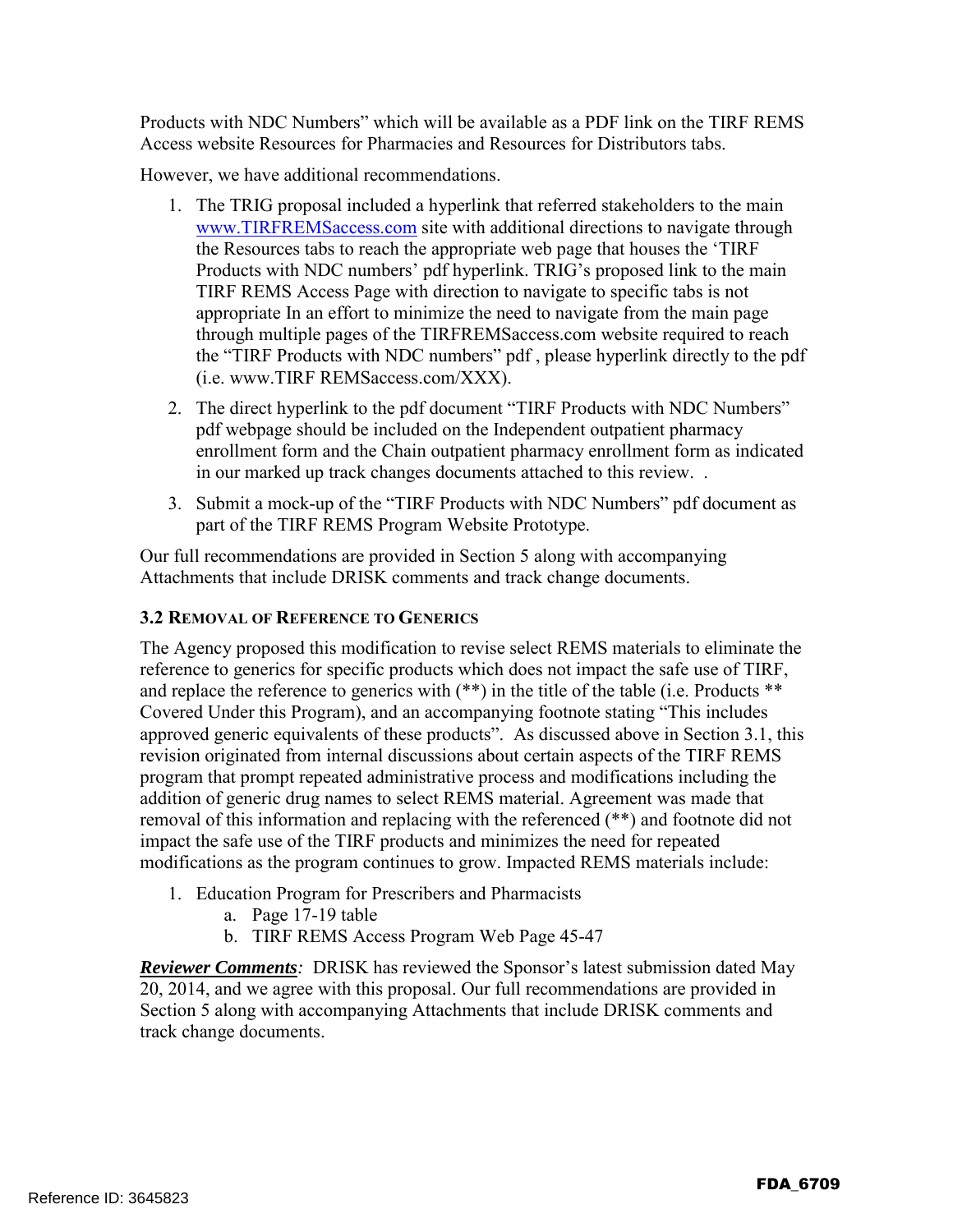Products with NDC Numbers" which will be available as a PDF link on the TIRF REMS Access website Resources for Pharmacies and Resources for Distributors tabs.

However, we have additional recommendations.

1. The TRIG proposal included a hyperlink that referred stakeholders to the main www.TIRFREMSaccess.com site with additional directions to navigate through the Resources tabs to reach the appropriate web page that houses the 'TIRF Products with NDC numbers' pdf hyperlink. TRIG's proposed link to the main TIRF REMS Access Page with direction to navigate to specific tabs is not appropriate In an effort to minimize the need to navigate from the main page through multiple pages of the TIRFREMSaccess.com website required to reach the "TIRF Products with NDC numbers" pdf , please hyperlink directly to the pdf (i.e. www.TIRF REMSaccess.com/XXX).
2. The direct hyperlink to the pdf document "TIRF Products with NDC Numbers" pdf webpage should be included on the Independent outpatient pharmacy enrollment form and the Chain outpatient pharmacy enrollment form as indicated in our marked up track changes documents attached to this review. .
3. Submit a mock-up of the "TIRF Products with NDC Numbers" pdf document as part of the TIRF REMS Program Website Prototype.

Our full recommendations are provided in Section 5 along with accompanying Attachments that include DRISK comments and track change documents.

### 3.2 Removal of Reference to Generics

The Agency proposed this modification to revise select REMS materials to eliminate the reference to generics for specific products which does not impact the safe use of TIRF, and replace the reference to generics with (**) in the title of the table (i.e. Products ** Covered Under this Program), and an accompanying footnote stating "This includes approved generic equivalents of these products". As discussed above in Section 3.1, this revision originated from internal discussions about certain aspects of the TIRF REMS program that prompt repeated administrative process and modifications including the addition of generic drug names to select REMS material. Agreement was made that removal of this information and replacing with the referenced (**) and footnote did not impact the safe use of the TIRF products and minimizes the need for repeated modifications as the program continues to grow. Impacted REMS materials include:

1. Education Program for Prescribers and Pharmacists
   a. Page 17-19 table
   b. TIRF REMS Access Program Web Page 45-47

***Reviewer Comments****:* DRISK has reviewed the Sponsor's latest submission dated May 20, 2014, and we agree with this proposal. Our full recommendations are provided in Section 5 along with accompanying Attachments that include DRISK comments and track change documents.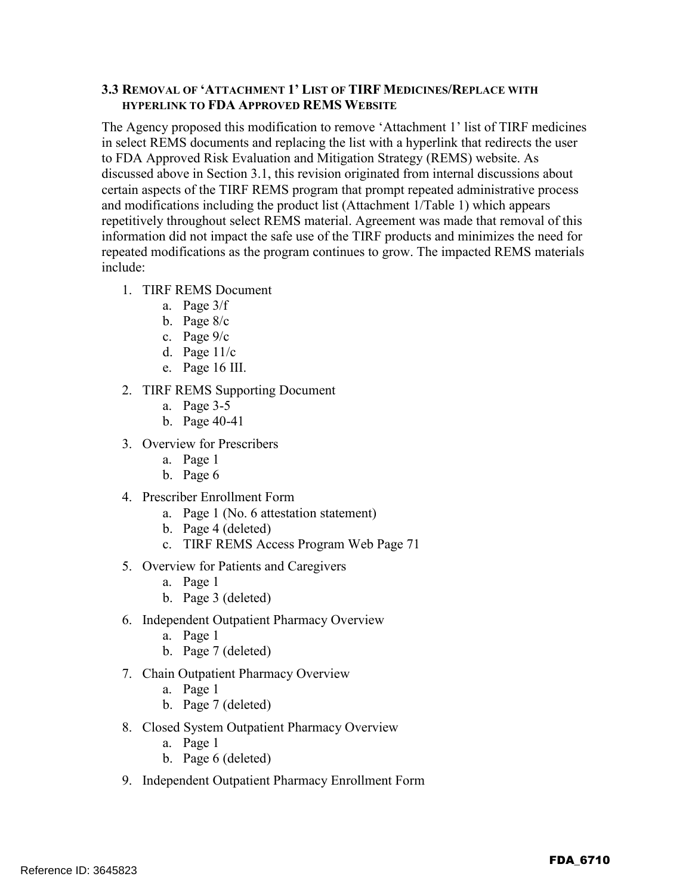### 3.3 Removal of 'Attachment 1' List of TIRF Medicines/Replace with hyperlink to FDA Approved REMS Website

The Agency proposed this modification to remove 'Attachment 1' list of TIRF medicines in select REMS documents and replacing the list with a hyperlink that redirects the user to FDA Approved Risk Evaluation and Mitigation Strategy (REMS) website. As discussed above in Section 3.1, this revision originated from internal discussions about certain aspects of the TIRF REMS program that prompt repeated administrative process and modifications including the product list (Attachment 1/Table 1) which appears repetitively throughout select REMS material. Agreement was made that removal of this information did not impact the safe use of the TIRF products and minimizes the need for repeated modifications as the program continues to grow. The impacted REMS materials include:

1. TIRF REMS Document
   a. Page 3/f
   b. Page 8/c
   c. Page 9/c
   d. Page 11/c
   e. Page 16 III.
2. TIRF REMS Supporting Document
   a. Page 3-5
   b. Page 40-41
3. Overview for Prescribers
   a. Page 1
   b. Page 6
4. Prescriber Enrollment Form
   a. Page 1 (No. 6 attestation statement)
   b. Page 4 (deleted)
   c. TIRF REMS Access Program Web Page 71
5. Overview for Patients and Caregivers
   a. Page 1
   b. Page 3 (deleted)
6. Independent Outpatient Pharmacy Overview
   a. Page 1
   b. Page 7 (deleted)
7. Chain Outpatient Pharmacy Overview
   a. Page 1
   b. Page 7 (deleted)
8. Closed System Outpatient Pharmacy Overview
   a. Page 1
   b. Page 6 (deleted)
9. Independent Outpatient Pharmacy Enrollment Form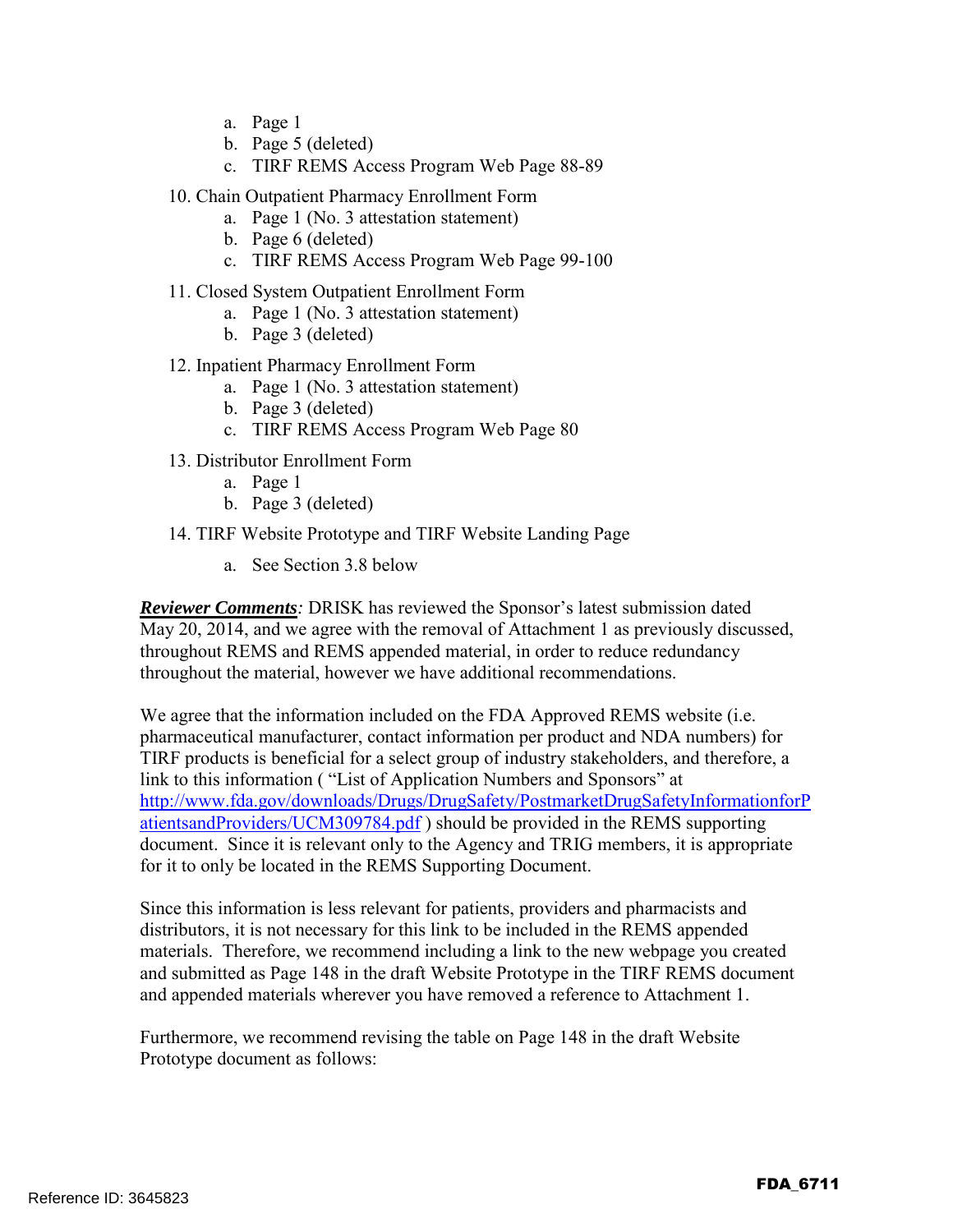a. Page 1
   b. Page 5 (deleted)
   c. TIRF REMS Access Program Web Page 88-89

10. Chain Outpatient Pharmacy Enrollment Form
    a. Page 1 (No. 3 attestation statement)
    b. Page 6 (deleted)
    c. TIRF REMS Access Program Web Page 99-100

11. Closed System Outpatient Enrollment Form
    a. Page 1 (No. 3 attestation statement)
    b. Page 3 (deleted)

12. Inpatient Pharmacy Enrollment Form
    a. Page 1 (No. 3 attestation statement)
    b. Page 3 (deleted)
    c. TIRF REMS Access Program Web Page 80

13. Distributor Enrollment Form
    a. Page 1
    b. Page 3 (deleted)

14. TIRF Website Prototype and TIRF Website Landing Page
    a. See Section 3.8 below

***Reviewer Comments****:* DRISK has reviewed the Sponsor's latest submission dated May 20, 2014, and we agree with the removal of Attachment 1 as previously discussed, throughout REMS and REMS appended material, in order to reduce redundancy throughout the material, however we have additional recommendations.

We agree that the information included on the FDA Approved REMS website (i.e. pharmaceutical manufacturer, contact information per product and NDA numbers) for TIRF products is beneficial for a select group of industry stakeholders, and therefore, a link to this information ( "List of Application Numbers and Sponsors" at http://www.fda.gov/downloads/Drugs/DrugSafety/PostmarketDrugSafetyInformationforPatientsandProviders/UCM309784.pdf ) should be provided in the REMS supporting document. Since it is relevant only to the Agency and TRIG members, it is appropriate for it to only be located in the REMS Supporting Document.

Since this information is less relevant for patients, providers and pharmacists and distributors, it is not necessary for this link to be included in the REMS appended materials. Therefore, we recommend including a link to the new webpage you created and submitted as Page 148 in the draft Website Prototype in the TIRF REMS document and appended materials wherever you have removed a reference to Attachment 1.

Furthermore, we recommend revising the table on Page 148 in the draft Website Prototype document as follows: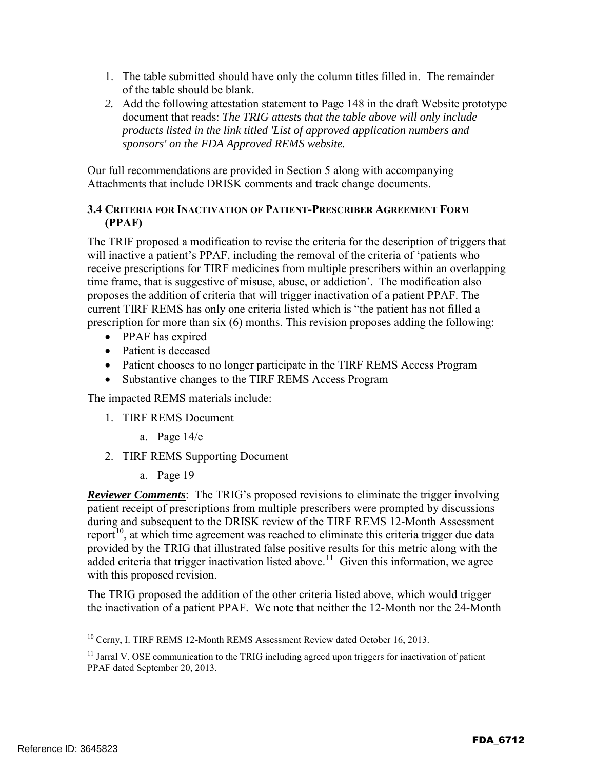1. The table submitted should have only the column titles filled in. The remainder of the table should be blank.
2. Add the following attestation statement to Page 148 in the draft Website prototype document that reads: *The TRIG attests that the table above will only include products listed in the link titled 'List of approved application numbers and sponsors' on the FDA Approved REMS website.*

Our full recommendations are provided in Section 5 along with accompanying Attachments that include DRISK comments and track change documents.

### 3.4 Criteria for Inactivation of Patient-Prescriber Agreement Form (PPAF)

The TRIF proposed a modification to revise the criteria for the description of triggers that will inactive a patient's PPAF, including the removal of the criteria of 'patients who receive prescriptions for TIRF medicines from multiple prescribers within an overlapping time frame, that is suggestive of misuse, abuse, or addiction'. The modification also proposes the addition of criteria that will trigger inactivation of a patient PPAF. The current TIRF REMS has only one criteria listed which is "the patient has not filled a prescription for more than six (6) months. This revision proposes adding the following:

- PPAF has expired
- Patient is deceased
- Patient chooses to no longer participate in the TIRF REMS Access Program
- Substantive changes to the TIRF REMS Access Program

The impacted REMS materials include:

1. TIRF REMS Document
    a. Page 14/e
2. TIRF REMS Supporting Document
    a. Page 19

***Reviewer Comments***: The TRIG's proposed revisions to eliminate the trigger involving patient receipt of prescriptions from multiple prescribers were prompted by discussions during and subsequent to the DRISK review of the TIRF REMS 12-Month Assessment report[10], at which time agreement was reached to eliminate this criteria trigger due data provided by the TRIG that illustrated false positive results for this metric along with the added criteria that trigger inactivation listed above.[11] Given this information, we agree with this proposed revision.

The TRIG proposed the addition of the other criteria listed above, which would trigger the inactivation of a patient PPAF. We note that neither the 12-Month nor the 24-Month

[10] Cerny, I. TIRF REMS 12-Month REMS Assessment Review dated October 16, 2013.

[11] Jarral V. OSE communication to the TRIG including agreed upon triggers for inactivation of patient PPAF dated September 20, 2013.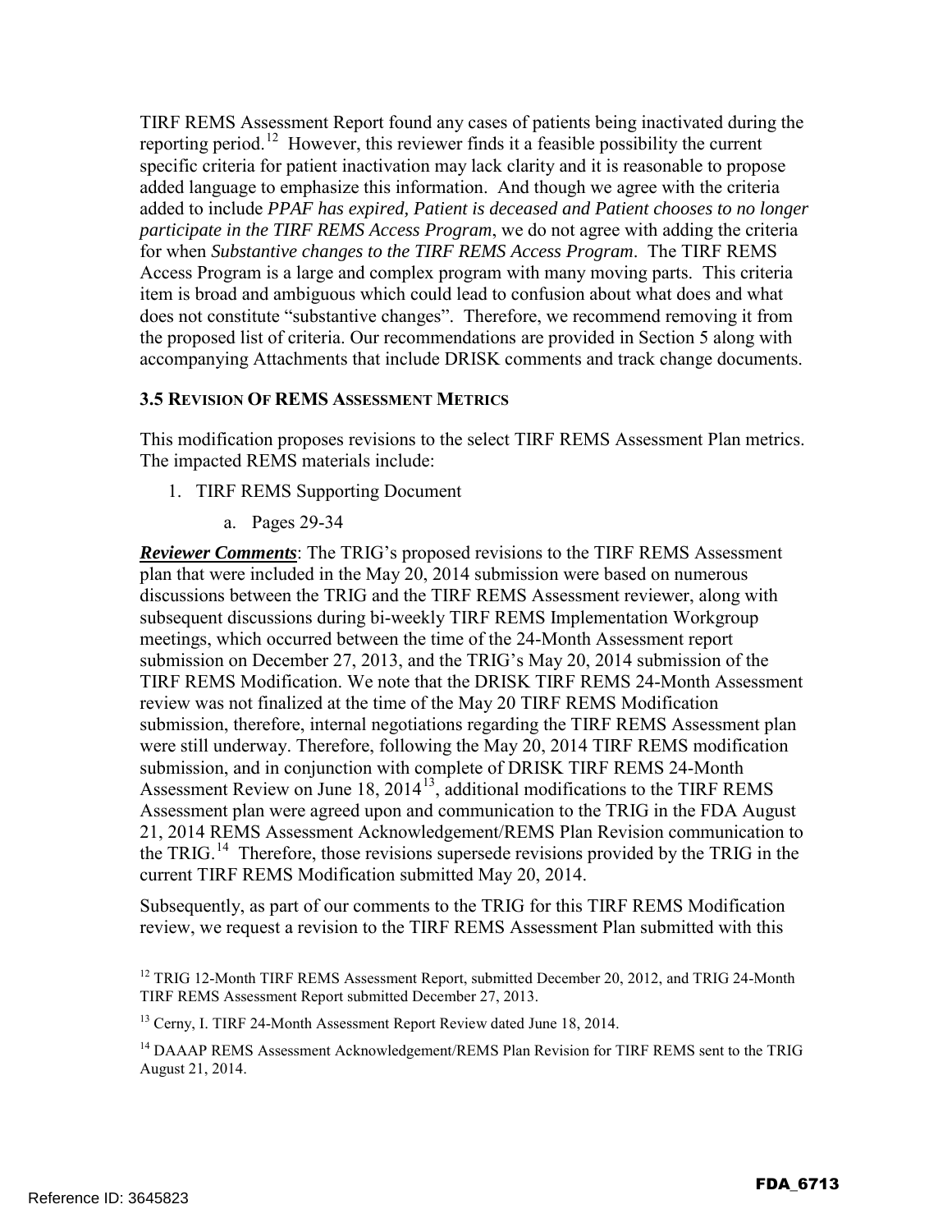TIRF REMS Assessment Report found any cases of patients being inactivated during the reporting period.[12] However, this reviewer finds it a feasible possibility the current specific criteria for patient inactivation may lack clarity and it is reasonable to propose added language to emphasize this information. And though we agree with the criteria added to include *PPAF has expired, Patient is deceased and Patient chooses to no longer participate in the TIRF REMS Access Program*, we do not agree with adding the criteria for when *Substantive changes to the TIRF REMS Access Program*. The TIRF REMS Access Program is a large and complex program with many moving parts. This criteria item is broad and ambiguous which could lead to confusion about what does and what does not constitute "substantive changes". Therefore, we recommend removing it from the proposed list of criteria. Our recommendations are provided in Section 5 along with accompanying Attachments that include DRISK comments and track change documents.

### 3.5 Revision Of REMS Assessment Metrics

This modification proposes revisions to the select TIRF REMS Assessment Plan metrics. The impacted REMS materials include:

1. TIRF REMS Supporting Document
    a. Pages 29-34

***Reviewer Comments***: The TRIG's proposed revisions to the TIRF REMS Assessment plan that were included in the May 20, 2014 submission were based on numerous discussions between the TRIG and the TIRF REMS Assessment reviewer, along with subsequent discussions during bi-weekly TIRF REMS Implementation Workgroup meetings, which occurred between the time of the 24-Month Assessment report submission on December 27, 2013, and the TRIG's May 20, 2014 submission of the TIRF REMS Modification. We note that the DRISK TIRF REMS 24-Month Assessment review was not finalized at the time of the May 20 TIRF REMS Modification submission, therefore, internal negotiations regarding the TIRF REMS Assessment plan were still underway. Therefore, following the May 20, 2014 TIRF REMS modification submission, and in conjunction with complete of DRISK TIRF REMS 24-Month Assessment Review on June 18, 2014[13], additional modifications to the TIRF REMS Assessment plan were agreed upon and communication to the TRIG in the FDA August 21, 2014 REMS Assessment Acknowledgement/REMS Plan Revision communication to the TRIG.[14] Therefore, those revisions supersede revisions provided by the TRIG in the current TIRF REMS Modification submitted May 20, 2014.

Subsequently, as part of our comments to the TRIG for this TIRF REMS Modification review, we request a revision to the TIRF REMS Assessment Plan submitted with this

[12] TRIG 12-Month TIRF REMS Assessment Report, submitted December 20, 2012, and TRIG 24-Month TIRF REMS Assessment Report submitted December 27, 2013.

[13] Cerny, I. TIRF 24-Month Assessment Report Review dated June 18, 2014.

[14] DAAAP REMS Assessment Acknowledgement/REMS Plan Revision for TIRF REMS sent to the TRIG August 21, 2014.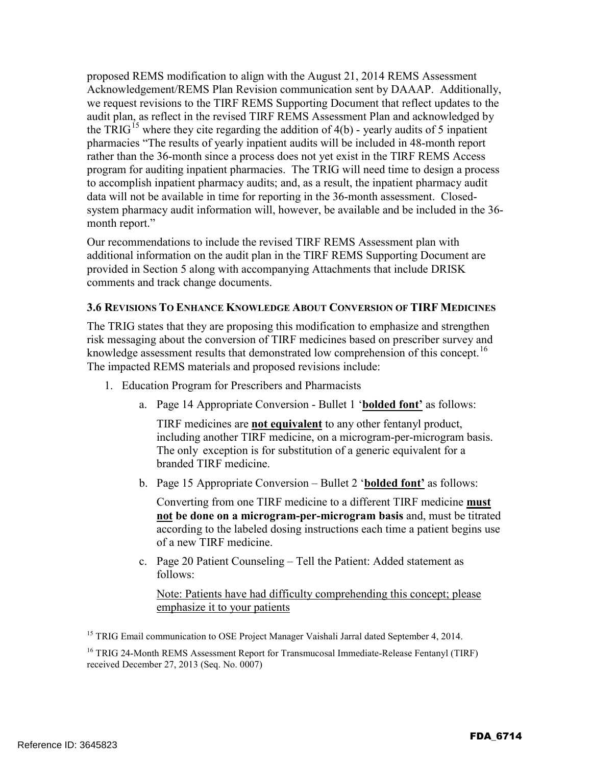proposed REMS modification to align with the August 21, 2014 REMS Assessment Acknowledgement/REMS Plan Revision communication sent by DAAAP. Additionally, we request revisions to the TIRF REMS Supporting Document that reflect updates to the audit plan, as reflect in the revised TIRF REMS Assessment Plan and acknowledged by the TRIG[15] where they cite regarding the addition of 4(b) - yearly audits of 5 inpatient pharmacies "The results of yearly inpatient audits will be included in 48-month report rather than the 36-month since a process does not yet exist in the TIRF REMS Access program for auditing inpatient pharmacies. The TRIG will need time to design a process to accomplish inpatient pharmacy audits; and, as a result, the inpatient pharmacy audit data will not be available in time for reporting in the 36-month assessment. Closed-system pharmacy audit information will, however, be available and be included in the 36-month report."

Our recommendations to include the revised TIRF REMS Assessment plan with additional information on the audit plan in the TIRF REMS Supporting Document are provided in Section 5 along with accompanying Attachments that include DRISK comments and track change documents.

### 3.6 Revisions To Enhance Knowledge About Conversion of TIRF Medicines

The TRIG states that they are proposing this modification to emphasize and strengthen risk messaging about the conversion of TIRF medicines based on prescriber survey and knowledge assessment results that demonstrated low comprehension of this concept.[16] The impacted REMS materials and proposed revisions include:

1. Education Program for Prescribers and Pharmacists
    a. Page 14 Appropriate Conversion - Bullet 1 '**<u>bolded font'</u>**' as follows:

       TIRF medicines are **<u>not equivalent</u>** to any other fentanyl product, including another TIRF medicine, on a microgram-per-microgram basis. The only exception is for substitution of a generic equivalent for a branded TIRF medicine.

    b. Page 15 Appropriate Conversion – Bullet 2 '**<u>bolded font'</u>**' as follows:

       Converting from one TIRF medicine to a different TIRF medicine **<u>must not</u> be done on a microgram-per-microgram basis** and, must be titrated according to the labeled dosing instructions each time a patient begins use of a new TIRF medicine.

    c. Page 20 Patient Counseling – Tell the Patient: Added statement as follows:

       <u>Note: Patients have had difficulty comprehending this concept; please emphasize it to your patients</u>

[15] TRIG Email communication to OSE Project Manager Vaishali Jarral dated September 4, 2014.

[16] TRIG 24-Month REMS Assessment Report for Transmucosal Immediate-Release Fentanyl (TIRF) received December 27, 2013 (Seq. No. 0007)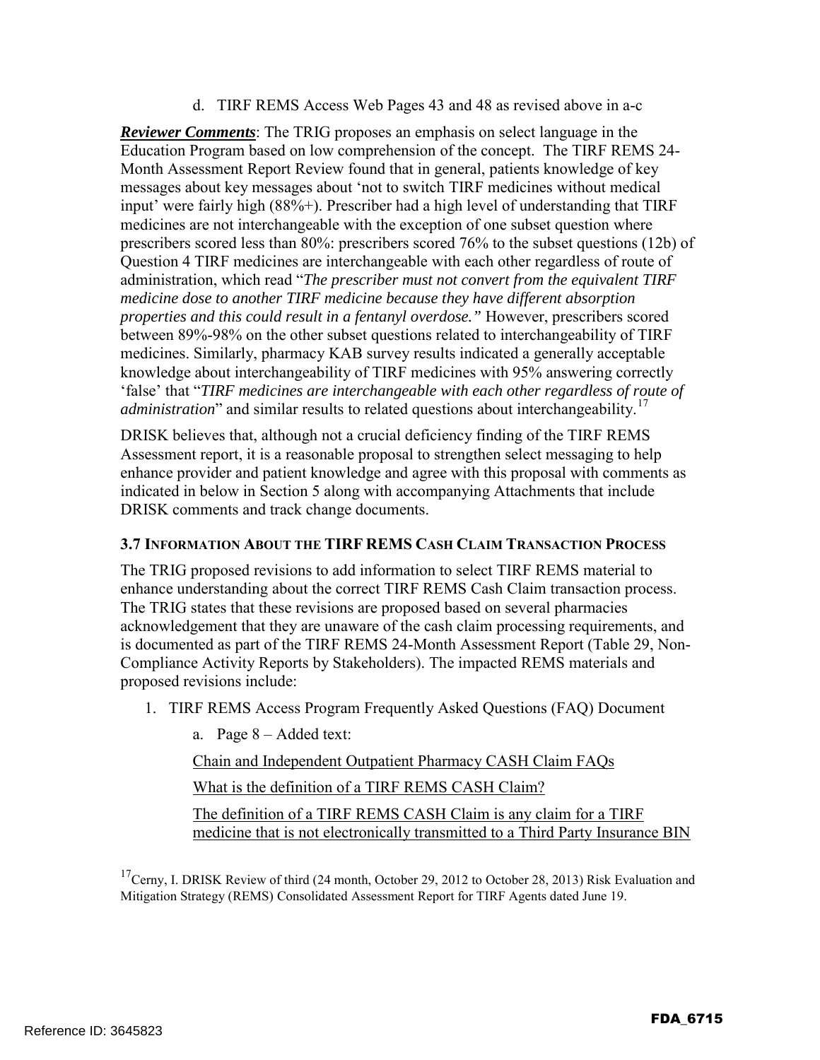d. TIRF REMS Access Web Pages 43 and 48 as revised above in a-c

***Reviewer Comments***: The TRIG proposes an emphasis on select language in the Education Program based on low comprehension of the concept. The TIRF REMS 24-Month Assessment Report Review found that in general, patients knowledge of key messages about key messages about 'not to switch TIRF medicines without medical input' were fairly high (88%+). Prescriber had a high level of understanding that TIRF medicines are not interchangeable with the exception of one subset question where prescribers scored less than 80%: prescribers scored 76% to the subset questions (12b) of Question 4 TIRF medicines are interchangeable with each other regardless of route of administration, which read "*The prescriber must not convert from the equivalent TIRF medicine dose to another TIRF medicine because they have different absorption properties and this could result in a fentanyl overdose."* However, prescribers scored between 89%-98% on the other subset questions related to interchangeability of TIRF medicines. Similarly, pharmacy KAB survey results indicated a generally acceptable knowledge about interchangeability of TIRF medicines with 95% answering correctly 'false' that "*TIRF medicines are interchangeable with each other regardless of route of administration*" and similar results to related questions about interchangeability.[17]

DRISK believes that, although not a crucial deficiency finding of the TIRF REMS Assessment report, it is a reasonable proposal to strengthen select messaging to help enhance provider and patient knowledge and agree with this proposal with comments as indicated in below in Section 5 along with accompanying Attachments that include DRISK comments and track change documents.

### 3.7 Information About the TIRF REMS Cash Claim Transaction Process

The TRIG proposed revisions to add information to select TIRF REMS material to enhance understanding about the correct TIRF REMS Cash Claim transaction process. The TRIG states that these revisions are proposed based on several pharmacies acknowledgement that they are unaware of the cash claim processing requirements, and is documented as part of the TIRF REMS 24-Month Assessment Report (Table 29, Non-Compliance Activity Reports by Stakeholders). The impacted REMS materials and proposed revisions include:

1. TIRF REMS Access Program Frequently Asked Questions (FAQ) Document

   a. Page 8 – Added text:

   <u>Chain and Independent Outpatient Pharmacy CASH Claim FAQs</u>

   <u>What is the definition of a TIRF REMS CASH Claim?</u>

   <u>The definition of a TIRF REMS CASH Claim is any claim for a TIRF medicine that is not electronically transmitted to a Third Party Insurance BIN</u>

[17] Cerny, I. DRISK Review of third (24 month, October 29, 2012 to October 28, 2013) Risk Evaluation and Mitigation Strategy (REMS) Consolidated Assessment Report for TIRF Agents dated June 19.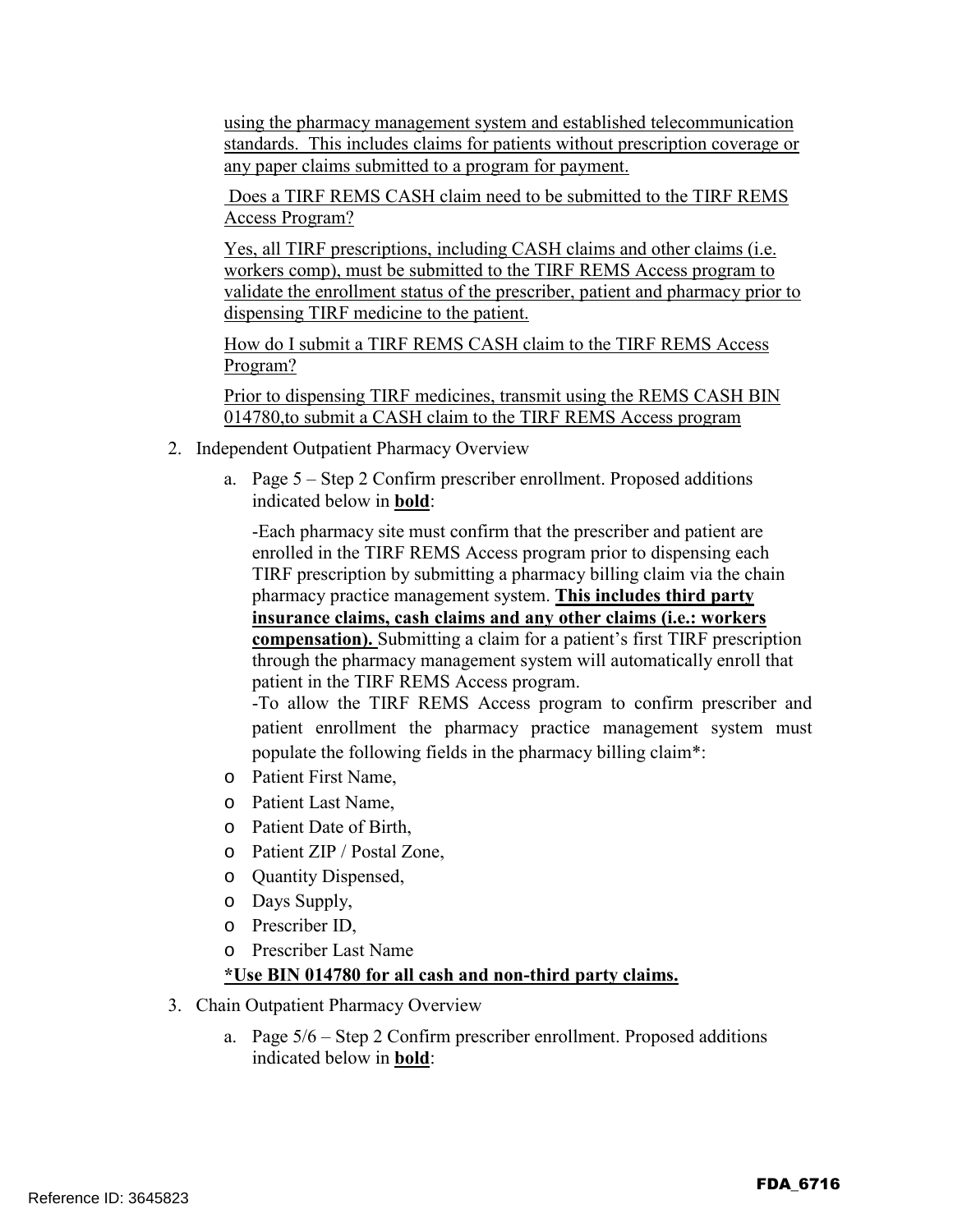using the pharmacy management system and established telecommunication standards. This includes claims for patients without prescription coverage or any paper claims submitted to a program for payment.

Does a TIRF REMS CASH claim need to be submitted to the TIRF REMS Access Program?

Yes, all TIRF prescriptions, including CASH claims and other claims (i.e. workers comp), must be submitted to the TIRF REMS Access program to validate the enrollment status of the prescriber, patient and pharmacy prior to dispensing TIRF medicine to the patient.

How do I submit a TIRF REMS CASH claim to the TIRF REMS Access Program?

Prior to dispensing TIRF medicines, transmit using the REMS CASH BIN 014780,to submit a CASH claim to the TIRF REMS Access program

2. Independent Outpatient Pharmacy Overview

   a. Page 5 – Step 2 Confirm prescriber enrollment. Proposed additions indicated below in **bold**:

   -Each pharmacy site must confirm that the prescriber and patient are enrolled in the TIRF REMS Access program prior to dispensing each TIRF prescription by submitting a pharmacy billing claim via the chain pharmacy practice management system. **This includes third party insurance claims, cash claims and any other claims (i.e.: workers compensation).** Submitting a claim for a patient's first TIRF prescription through the pharmacy management system will automatically enroll that patient in the TIRF REMS Access program.

   -To allow the TIRF REMS Access program to confirm prescriber and patient enrollment the pharmacy practice management system must populate the following fields in the pharmacy billing claim*:

   - Patient First Name,
   - Patient Last Name,
   - Patient Date of Birth,
   - Patient ZIP / Postal Zone,
   - Quantity Dispensed,
   - Days Supply,
   - Prescriber ID,
   - Prescriber Last Name

   ***Use BIN 014780 for all cash and non-third party claims.**

3. Chain Outpatient Pharmacy Overview

   a. Page 5/6 – Step 2 Confirm prescriber enrollment. Proposed additions indicated below in **bold**: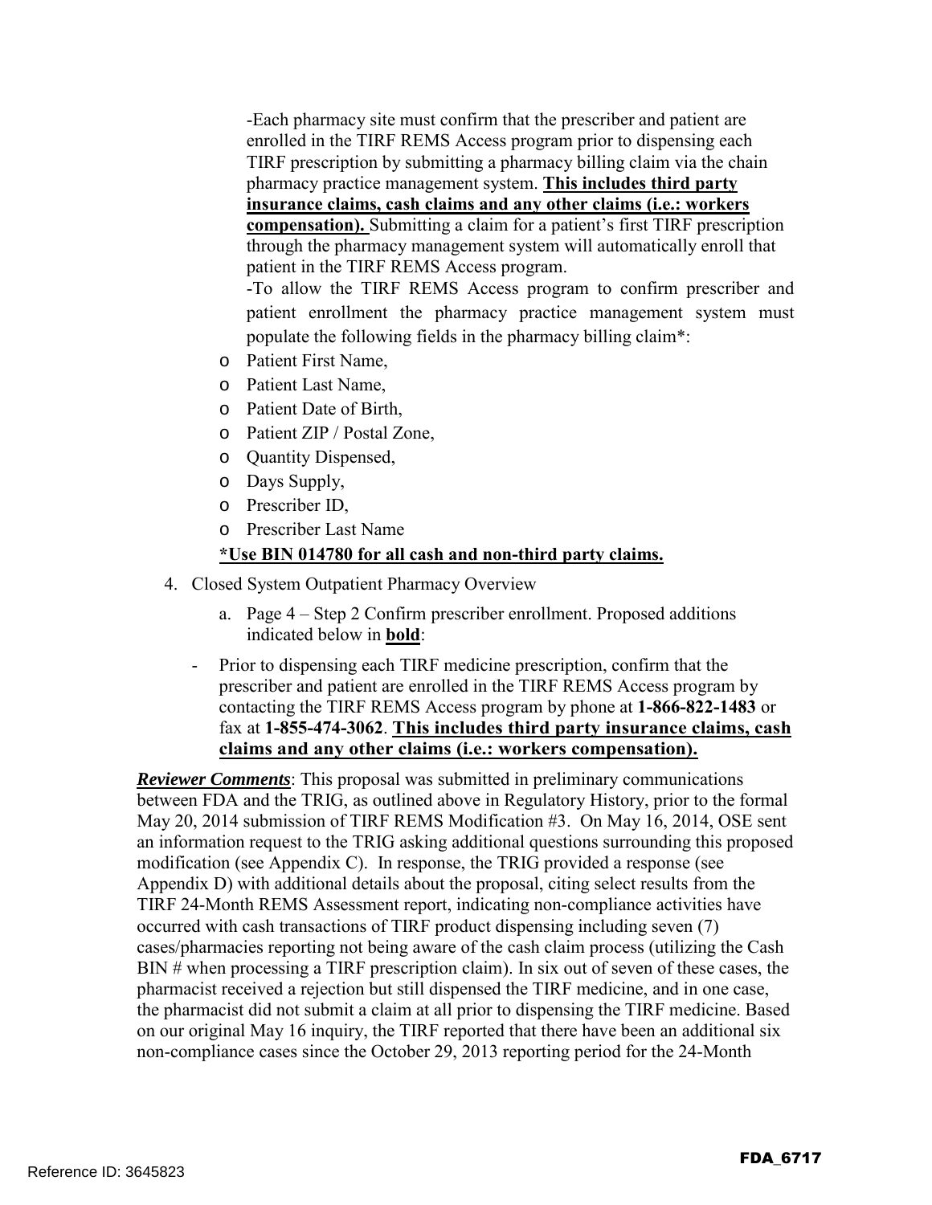-Each pharmacy site must confirm that the prescriber and patient are enrolled in the TIRF REMS Access program prior to dispensing each TIRF prescription by submitting a pharmacy billing claim via the chain pharmacy practice management system. **This includes third party insurance claims, cash claims and any other claims (i.e.: workers compensation).** Submitting a claim for a patient's first TIRF prescription through the pharmacy management system will automatically enroll that patient in the TIRF REMS Access program.

-To allow the TIRF REMS Access program to confirm prescriber and patient enrollment the pharmacy practice management system must populate the following fields in the pharmacy billing claim*:

- Patient First Name,
- Patient Last Name,
- Patient Date of Birth,
- Patient ZIP / Postal Zone,
- Quantity Dispensed,
- Days Supply,
- Prescriber ID,
- Prescriber Last Name

**\*Use BIN 014780 for all cash and non-third party claims.**

4. Closed System Outpatient Pharmacy Overview

   a. Page 4 – Step 2 Confirm prescriber enrollment. Proposed additions indicated below in **bold**:

- Prior to dispensing each TIRF medicine prescription, confirm that the prescriber and patient are enrolled in the TIRF REMS Access program by contacting the TIRF REMS Access program by phone at **1-866-822-1483** or fax at **1-855-474-3062**. **This includes third party insurance claims, cash claims and any other claims (i.e.: workers compensation).**

***Reviewer Comments***: This proposal was submitted in preliminary communications between FDA and the TRIG, as outlined above in Regulatory History, prior to the formal May 20, 2014 submission of TIRF REMS Modification #3. On May 16, 2014, OSE sent an information request to the TRIG asking additional questions surrounding this proposed modification (see Appendix C). In response, the TRIG provided a response (see Appendix D) with additional details about the proposal, citing select results from the TIRF 24-Month REMS Assessment report, indicating non-compliance activities have occurred with cash transactions of TIRF product dispensing including seven (7) cases/pharmacies reporting not being aware of the cash claim process (utilizing the Cash BIN # when processing a TIRF prescription claim). In six out of seven of these cases, the pharmacist received a rejection but still dispensed the TIRF medicine, and in one case, the pharmacist did not submit a claim at all prior to dispensing the TIRF medicine. Based on our original May 16 inquiry, the TIRF reported that there have been an additional six non-compliance cases since the October 29, 2013 reporting period for the 24-Month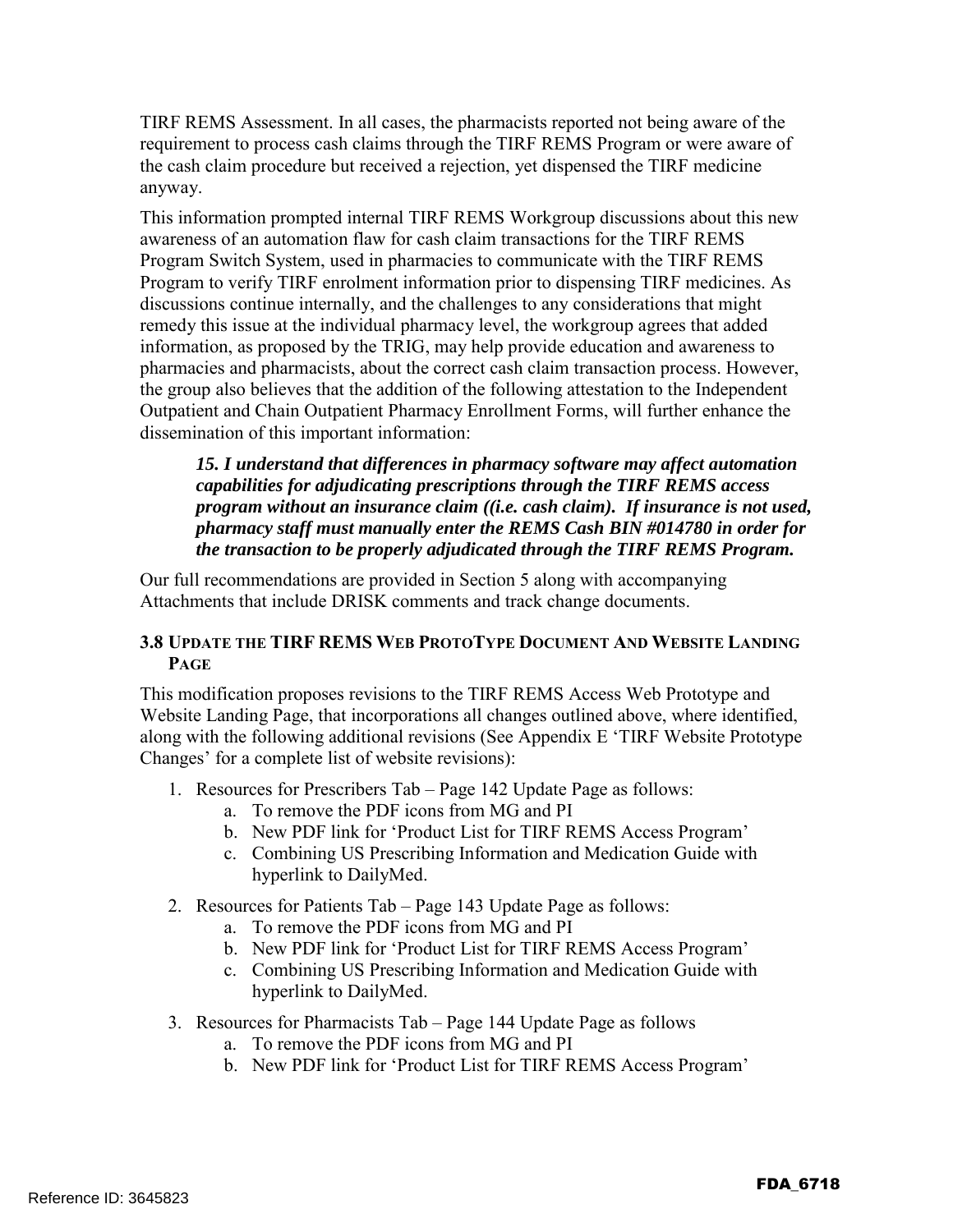TIRF REMS Assessment. In all cases, the pharmacists reported not being aware of the requirement to process cash claims through the TIRF REMS Program or were aware of the cash claim procedure but received a rejection, yet dispensed the TIRF medicine anyway.

This information prompted internal TIRF REMS Workgroup discussions about this new awareness of an automation flaw for cash claim transactions for the TIRF REMS Program Switch System, used in pharmacies to communicate with the TIRF REMS Program to verify TIRF enrolment information prior to dispensing TIRF medicines. As discussions continue internally, and the challenges to any considerations that might remedy this issue at the individual pharmacy level, the workgroup agrees that added information, as proposed by the TRIG, may help provide education and awareness to pharmacies and pharmacists, about the correct cash claim transaction process. However, the group also believes that the addition of the following attestation to the Independent Outpatient and Chain Outpatient Pharmacy Enrollment Forms, will further enhance the dissemination of this important information:

> ***15. I understand that differences in pharmacy software may affect automation capabilities for adjudicating prescriptions through the TIRF REMS access program without an insurance claim ((i.e. cash claim). If insurance is not used, pharmacy staff must manually enter the REMS Cash BIN #014780 in order for the transaction to be properly adjudicated through the TIRF REMS Program.***

Our full recommendations are provided in Section 5 along with accompanying Attachments that include DRISK comments and track change documents.

### 3.8 Update the TIRF REMS Web ProtoType Document And Website Landing Page

This modification proposes revisions to the TIRF REMS Access Web Prototype and Website Landing Page, that incorporations all changes outlined above, where identified, along with the following additional revisions (See Appendix E 'TIRF Website Prototype Changes' for a complete list of website revisions):

1. Resources for Prescribers Tab – Page 142 Update Page as follows:
    a. To remove the PDF icons from MG and PI
    b. New PDF link for 'Product List for TIRF REMS Access Program'
    c. Combining US Prescribing Information and Medication Guide with hyperlink to DailyMed.
2. Resources for Patients Tab – Page 143 Update Page as follows:
    a. To remove the PDF icons from MG and PI
    b. New PDF link for 'Product List for TIRF REMS Access Program'
    c. Combining US Prescribing Information and Medication Guide with hyperlink to DailyMed.
3. Resources for Pharmacists Tab – Page 144 Update Page as follows
    a. To remove the PDF icons from MG and PI
    b. New PDF link for 'Product List for TIRF REMS Access Program'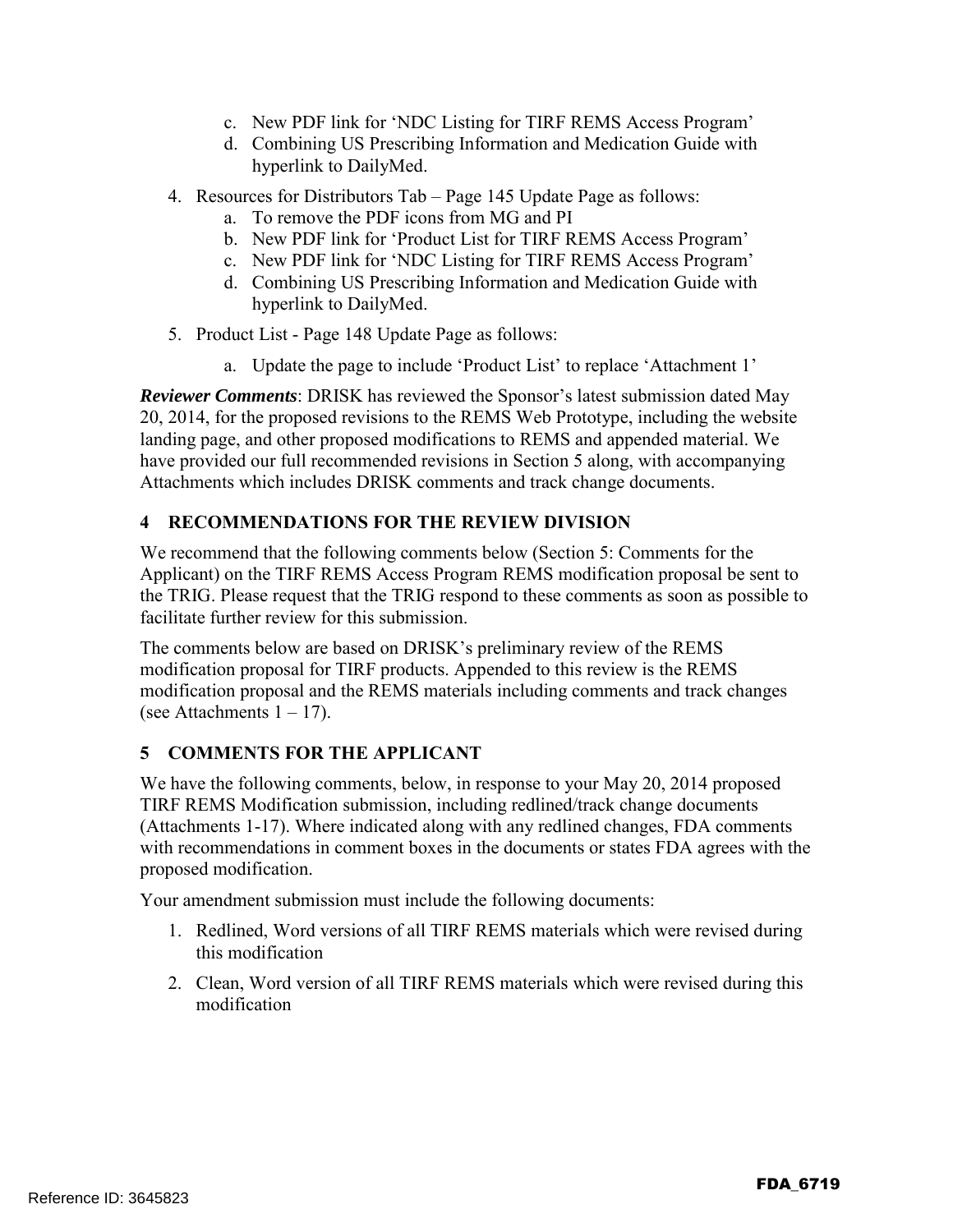c. New PDF link for 'NDC Listing for TIRF REMS Access Program'
   d. Combining US Prescribing Information and Medication Guide with hyperlink to DailyMed.

4. Resources for Distributors Tab – Page 145 Update Page as follows:
   a. To remove the PDF icons from MG and PI
   b. New PDF link for 'Product List for TIRF REMS Access Program'
   c. New PDF link for 'NDC Listing for TIRF REMS Access Program'
   d. Combining US Prescribing Information and Medication Guide with hyperlink to DailyMed.

5. Product List - Page 148 Update Page as follows:
   a. Update the page to include 'Product List' to replace 'Attachment 1'

***Reviewer Comments***: DRISK has reviewed the Sponsor's latest submission dated May 20, 2014, for the proposed revisions to the REMS Web Prototype, including the website landing page, and other proposed modifications to REMS and appended material. We have provided our full recommended revisions in Section 5 along, with accompanying Attachments which includes DRISK comments and track change documents.

## 4 RECOMMENDATIONS FOR THE REVIEW DIVISION

We recommend that the following comments below (Section 5: Comments for the Applicant) on the TIRF REMS Access Program REMS modification proposal be sent to the TRIG. Please request that the TRIG respond to these comments as soon as possible to facilitate further review for this submission.

The comments below are based on DRISK's preliminary review of the REMS modification proposal for TIRF products. Appended to this review is the REMS modification proposal and the REMS materials including comments and track changes (see Attachments 1 – 17).

## 5 COMMENTS FOR THE APPLICANT

We have the following comments, below, in response to your May 20, 2014 proposed TIRF REMS Modification submission, including redlined/track change documents (Attachments 1-17). Where indicated along with any redlined changes, FDA comments with recommendations in comment boxes in the documents or states FDA agrees with the proposed modification.

Your amendment submission must include the following documents:

1. Redlined, Word versions of all TIRF REMS materials which were revised during this modification
2. Clean, Word version of all TIRF REMS materials which were revised during this modification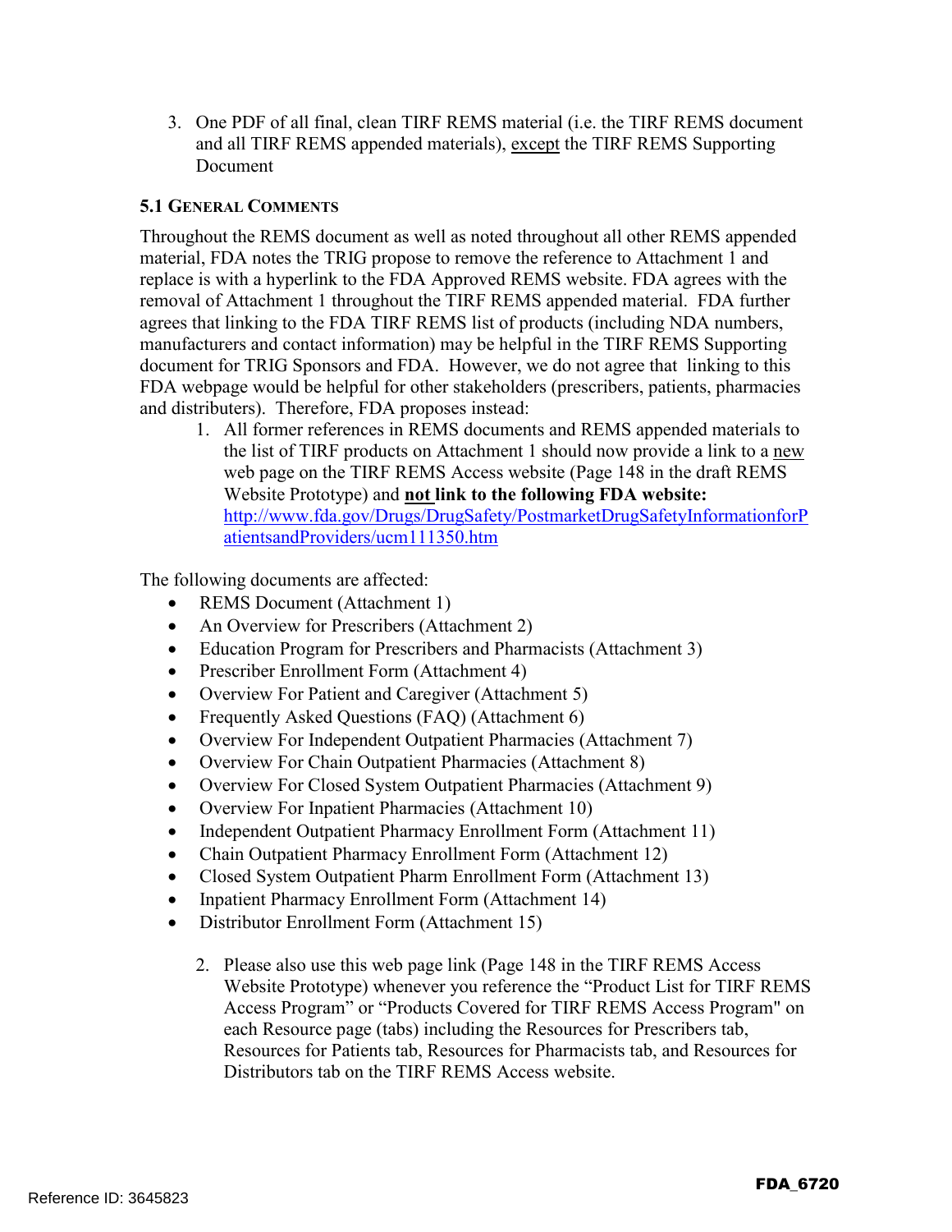3. One PDF of all final, clean TIRF REMS material (i.e. the TIRF REMS document and all TIRF REMS appended materials), except the TIRF REMS Supporting Document

### 5.1 General Comments

Throughout the REMS document as well as noted throughout all other REMS appended material, FDA notes the TRIG propose to remove the reference to Attachment 1 and replace is with a hyperlink to the FDA Approved REMS website. FDA agrees with the removal of Attachment 1 throughout the TIRF REMS appended material. FDA further agrees that linking to the FDA TIRF REMS list of products (including NDA numbers, manufacturers and contact information) may be helpful in the TIRF REMS Supporting document for TRIG Sponsors and FDA. However, we do not agree that linking to this FDA webpage would be helpful for other stakeholders (prescribers, patients, pharmacies and distributers). Therefore, FDA proposes instead:

1. All former references in REMS documents and REMS appended materials to the list of TIRF products on Attachment 1 should now provide a link to a new web page on the TIRF REMS Access website (Page 148 in the draft REMS Website Prototype) and **not link to the following FDA website:** http://www.fda.gov/Drugs/DrugSafety/PostmarketDrugSafetyInformationforPatientsandProviders/ucm111350.htm

The following documents are affected:

- REMS Document (Attachment 1)
- An Overview for Prescribers (Attachment 2)
- Education Program for Prescribers and Pharmacists (Attachment 3)
- Prescriber Enrollment Form (Attachment 4)
- Overview For Patient and Caregiver (Attachment 5)
- Frequently Asked Questions (FAQ) (Attachment 6)
- Overview For Independent Outpatient Pharmacies (Attachment 7)
- Overview For Chain Outpatient Pharmacies (Attachment 8)
- Overview For Closed System Outpatient Pharmacies (Attachment 9)
- Overview For Inpatient Pharmacies (Attachment 10)
- Independent Outpatient Pharmacy Enrollment Form (Attachment 11)
- Chain Outpatient Pharmacy Enrollment Form (Attachment 12)
- Closed System Outpatient Pharm Enrollment Form (Attachment 13)
- Inpatient Pharmacy Enrollment Form (Attachment 14)
- Distributor Enrollment Form (Attachment 15)

2. Please also use this web page link (Page 148 in the TIRF REMS Access Website Prototype) whenever you reference the "Product List for TIRF REMS Access Program" or "Products Covered for TIRF REMS Access Program" on each Resource page (tabs) including the Resources for Prescribers tab, Resources for Patients tab, Resources for Pharmacists tab, and Resources for Distributors tab on the TIRF REMS Access website.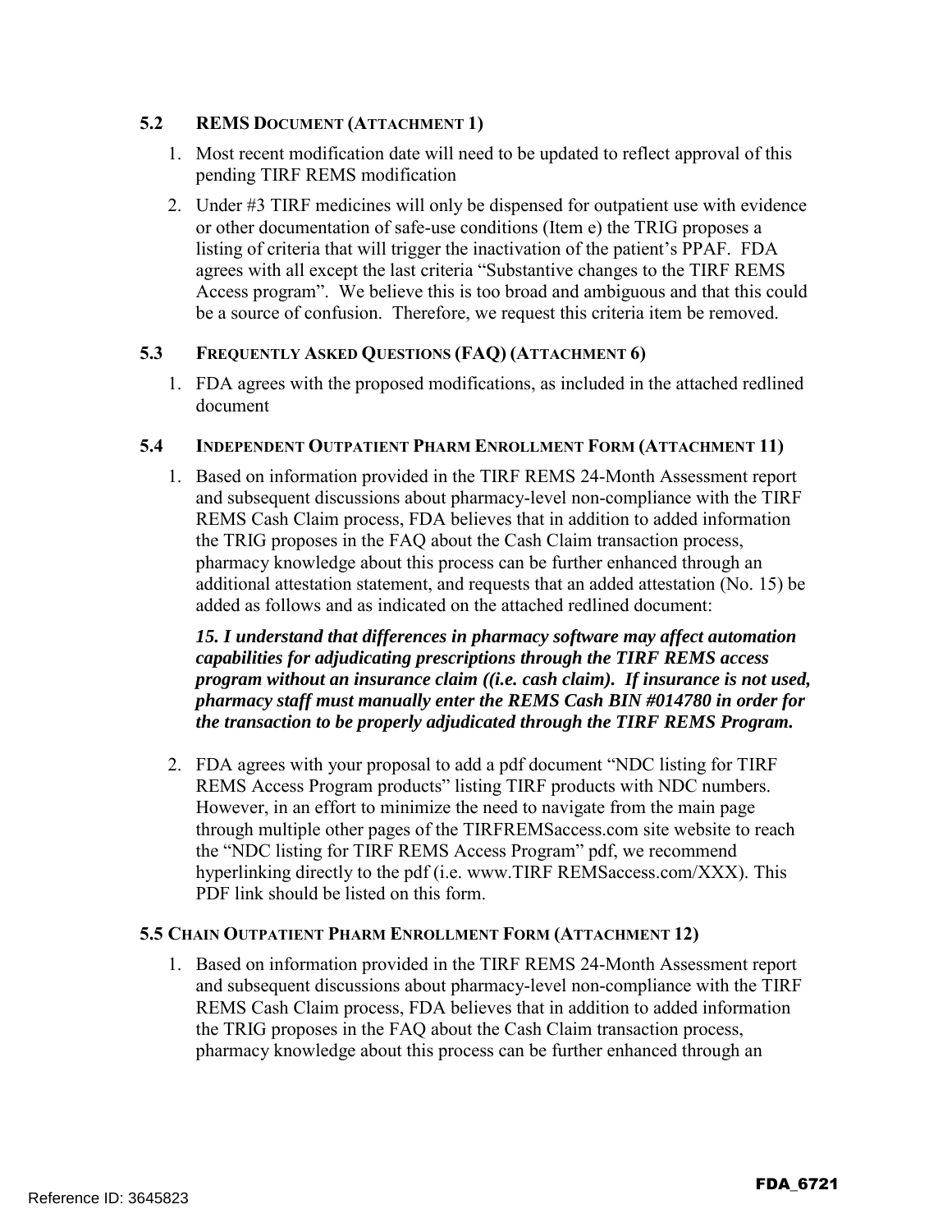### 5.2 REMS DOCUMENT (ATTACHMENT 1)

1. Most recent modification date will need to be updated to reflect approval of this pending TIRF REMS modification
2. Under #3 TIRF medicines will only be dispensed for outpatient use with evidence or other documentation of safe-use conditions (Item e) the TRIG proposes a listing of criteria that will trigger the inactivation of the patient's PPAF. FDA agrees with all except the last criteria "Substantive changes to the TIRF REMS Access program". We believe this is too broad and ambiguous and that this could be a source of confusion. Therefore, we request this criteria item be removed.

### 5.3 FREQUENTLY ASKED QUESTIONS (FAQ) (ATTACHMENT 6)

1. FDA agrees with the proposed modifications, as included in the attached redlined document

### 5.4 INDEPENDENT OUTPATIENT PHARM ENROLLMENT FORM (ATTACHMENT 11)

1. Based on information provided in the TIRF REMS 24-Month Assessment report and subsequent discussions about pharmacy-level non-compliance with the TIRF REMS Cash Claim process, FDA believes that in addition to added information the TRIG proposes in the FAQ about the Cash Claim transaction process, pharmacy knowledge about this process can be further enhanced through an additional attestation statement, and requests that an added attestation (No. 15) be added as follows and as indicated on the attached redlined document:

   ***15. I understand that differences in pharmacy software may affect automation capabilities for adjudicating prescriptions through the TIRF REMS access program without an insurance claim ((i.e. cash claim). If insurance is not used, pharmacy staff must manually enter the REMS Cash BIN #014780 in order for the transaction to be properly adjudicated through the TIRF REMS Program.***

2. FDA agrees with your proposal to add a pdf document "NDC listing for TIRF REMS Access Program products" listing TIRF products with NDC numbers. However, in an effort to minimize the need to navigate from the main page through multiple other pages of the TIRFREMSaccess.com site website to reach the "NDC listing for TIRF REMS Access Program" pdf, we recommend hyperlinking directly to the pdf (i.e. www.TIRF REMSaccess.com/XXX). This PDF link should be listed on this form.

### 5.5 CHAIN OUTPATIENT PHARM ENROLLMENT FORM (ATTACHMENT 12)

1. Based on information provided in the TIRF REMS 24-Month Assessment report and subsequent discussions about pharmacy-level non-compliance with the TIRF REMS Cash Claim process, FDA believes that in addition to added information the TRIG proposes in the FAQ about the Cash Claim transaction process, pharmacy knowledge about this process can be further enhanced through an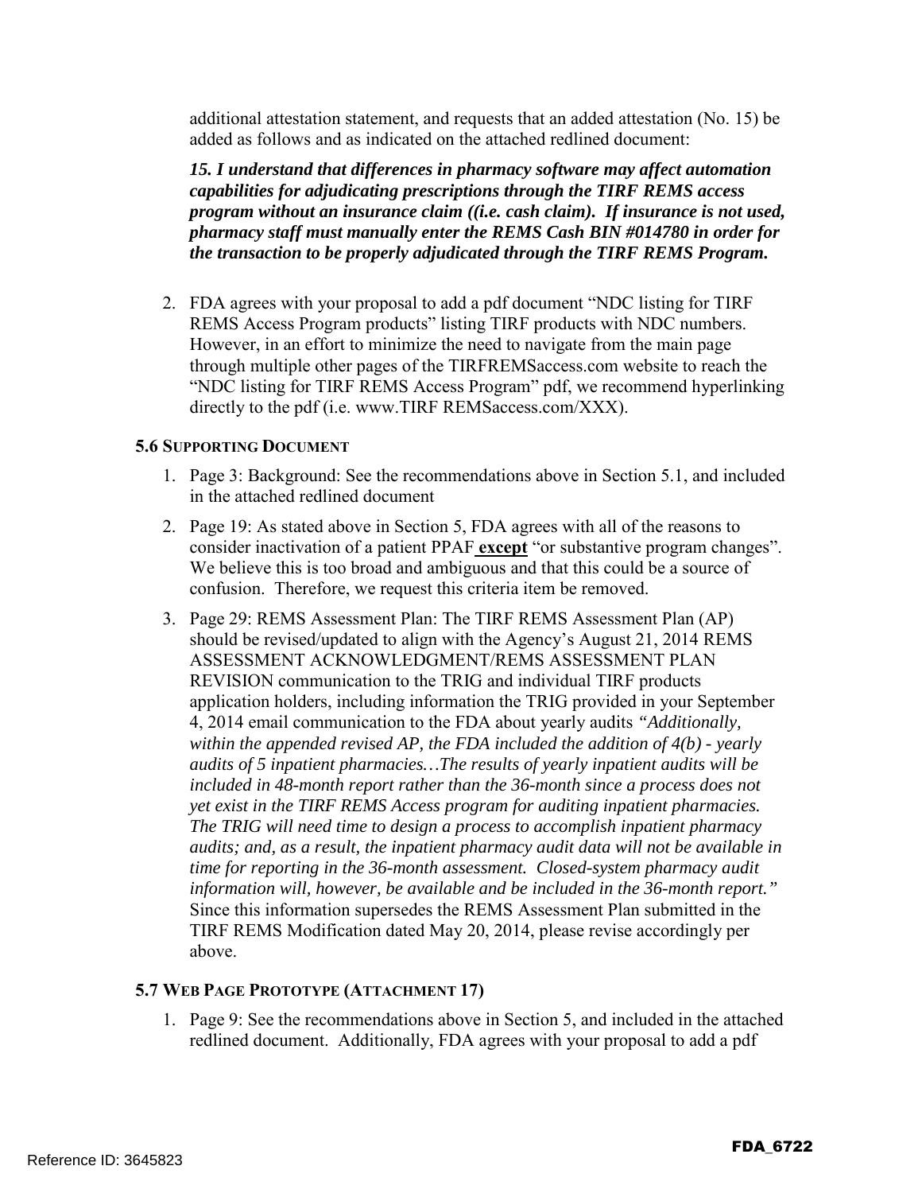additional attestation statement, and requests that an added attestation (No. 15) be added as follows and as indicated on the attached redlined document:

***15. I understand that differences in pharmacy software may affect automation capabilities for adjudicating prescriptions through the TIRF REMS access program without an insurance claim ((i.e. cash claim). If insurance is not used, pharmacy staff must manually enter the REMS Cash BIN #014780 in order for the transaction to be properly adjudicated through the TIRF REMS Program.***

2. FDA agrees with your proposal to add a pdf document "NDC listing for TIRF REMS Access Program products" listing TIRF products with NDC numbers. However, in an effort to minimize the need to navigate from the main page through multiple other pages of the TIRFREMSaccess.com website to reach the "NDC listing for TIRF REMS Access Program" pdf, we recommend hyperlinking directly to the pdf (i.e. www.TIRF REMSaccess.com/XXX).

### 5.6 Supporting Document

1. Page 3: Background: See the recommendations above in Section 5.1, and included in the attached redlined document
2. Page 19: As stated above in Section 5, FDA agrees with all of the reasons to consider inactivation of a patient PPAF **<u>except</u>** "or substantive program changes". We believe this is too broad and ambiguous and that this could be a source of confusion. Therefore, we request this criteria item be removed.
3. Page 29: REMS Assessment Plan: The TIRF REMS Assessment Plan (AP) should be revised/updated to align with the Agency's August 21, 2014 REMS ASSESSMENT ACKNOWLEDGMENT/REMS ASSESSMENT PLAN REVISION communication to the TRIG and individual TIRF products application holders, including information the TRIG provided in your September 4, 2014 email communication to the FDA about yearly audits *"Additionally, within the appended revised AP, the FDA included the addition of 4(b) - yearly audits of 5 inpatient pharmacies…The results of yearly inpatient audits will be included in 48-month report rather than the 36-month since a process does not yet exist in the TIRF REMS Access program for auditing inpatient pharmacies. The TRIG will need time to design a process to accomplish inpatient pharmacy audits; and, as a result, the inpatient pharmacy audit data will not be available in time for reporting in the 36-month assessment. Closed-system pharmacy audit information will, however, be available and be included in the 36-month report."* Since this information supersedes the REMS Assessment Plan submitted in the TIRF REMS Modification dated May 20, 2014, please revise accordingly per above.

### 5.7 Web Page Prototype (Attachment 17)

1. Page 9: See the recommendations above in Section 5, and included in the attached redlined document. Additionally, FDA agrees with your proposal to add a pdf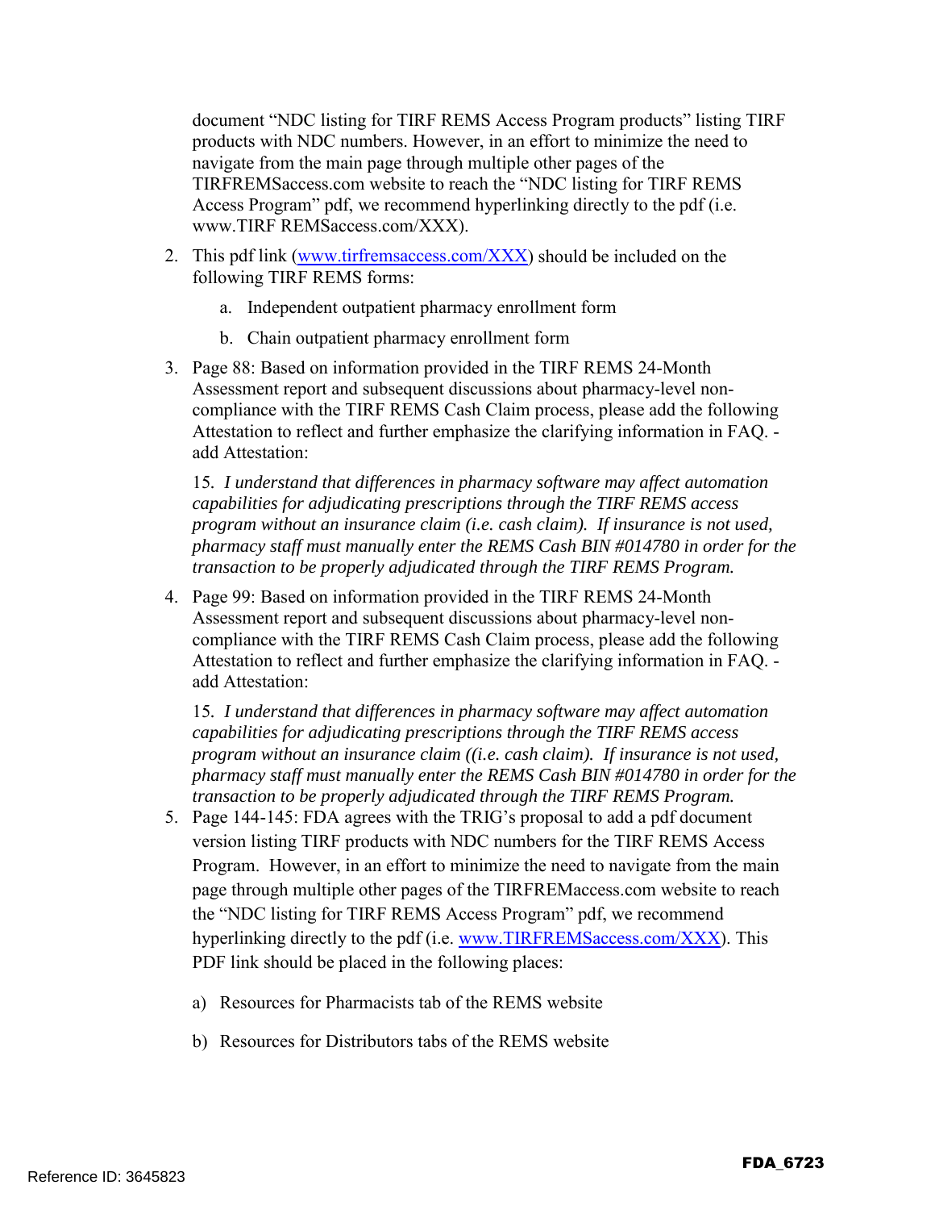document "NDC listing for TIRF REMS Access Program products" listing TIRF products with NDC numbers. However, in an effort to minimize the need to navigate from the main page through multiple other pages of the TIRFREMSaccess.com website to reach the "NDC listing for TIRF REMS Access Program" pdf, we recommend hyperlinking directly to the pdf (i.e. www.TIRF REMSaccess.com/XXX).

2. This pdf link (www.tirfremsaccess.com/XXX) should be included on the following TIRF REMS forms:

   a. Independent outpatient pharmacy enrollment form

   b. Chain outpatient pharmacy enrollment form

3. Page 88: Based on information provided in the TIRF REMS 24-Month Assessment report and subsequent discussions about pharmacy-level non-compliance with the TIRF REMS Cash Claim process, please add the following Attestation to reflect and further emphasize the clarifying information in FAQ. - add Attestation:

   15. *I understand that differences in pharmacy software may affect automation capabilities for adjudicating prescriptions through the TIRF REMS access program without an insurance claim (i.e. cash claim). If insurance is not used, pharmacy staff must manually enter the REMS Cash BIN #014780 in order for the transaction to be properly adjudicated through the TIRF REMS Program.*

4. Page 99: Based on information provided in the TIRF REMS 24-Month Assessment report and subsequent discussions about pharmacy-level non-compliance with the TIRF REMS Cash Claim process, please add the following Attestation to reflect and further emphasize the clarifying information in FAQ. - add Attestation:

   15. *I understand that differences in pharmacy software may affect automation capabilities for adjudicating prescriptions through the TIRF REMS access program without an insurance claim ((i.e. cash claim). If insurance is not used, pharmacy staff must manually enter the REMS Cash BIN #014780 in order for the transaction to be properly adjudicated through the TIRF REMS Program.*

5. Page 144-145: FDA agrees with the TRIG's proposal to add a pdf document version listing TIRF products with NDC numbers for the TIRF REMS Access Program. However, in an effort to minimize the need to navigate from the main page through multiple other pages of the TIRFREMaccess.com website to reach the "NDC listing for TIRF REMS Access Program" pdf, we recommend hyperlinking directly to the pdf (i.e. www.TIRFREMSaccess.com/XXX). This PDF link should be placed in the following places:

   a) Resources for Pharmacists tab of the REMS website

   b) Resources for Distributors tabs of the REMS website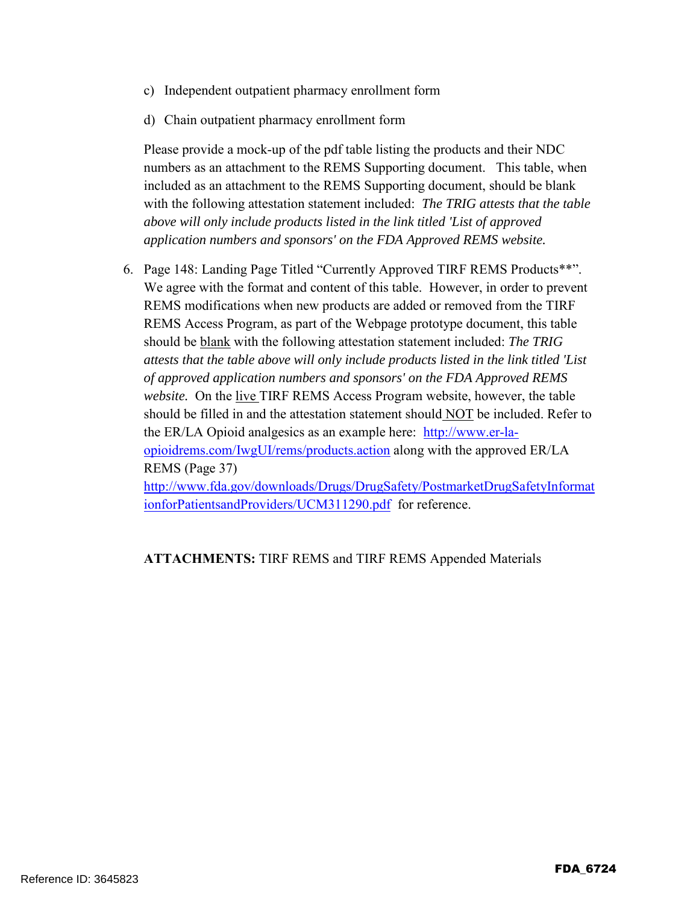c) Independent outpatient pharmacy enrollment form

d) Chain outpatient pharmacy enrollment form

Please provide a mock-up of the pdf table listing the products and their NDC numbers as an attachment to the REMS Supporting document. This table, when included as an attachment to the REMS Supporting document, should be blank with the following attestation statement included: *The TRIG attests that the table above will only include products listed in the link titled 'List of approved application numbers and sponsors' on the FDA Approved REMS website.*

6. Page 148: Landing Page Titled "Currently Approved TIRF REMS Products**". We agree with the format and content of this table. However, in order to prevent REMS modifications when new products are added or removed from the TIRF REMS Access Program, as part of the Webpage prototype document, this table should be blank with the following attestation statement included: *The TRIG attests that the table above will only include products listed in the link titled 'List of approved application numbers and sponsors' on the FDA Approved REMS website.* On the live TIRF REMS Access Program website, however, the table should be filled in and the attestation statement should NOT be included. Refer to the ER/LA Opioid analgesics as an example here: http://www.er-la-opioidrems.com/IwgUI/rems/products.action along with the approved ER/LA REMS (Page 37) http://www.fda.gov/downloads/Drugs/DrugSafety/PostmarketDrugSafetyInformationforPatientsandProviders/UCM311290.pdf for reference.

**ATTACHMENTS:** TIRF REMS and TIRF REMS Appended Materials

FDA_6724

Reference ID: 3645823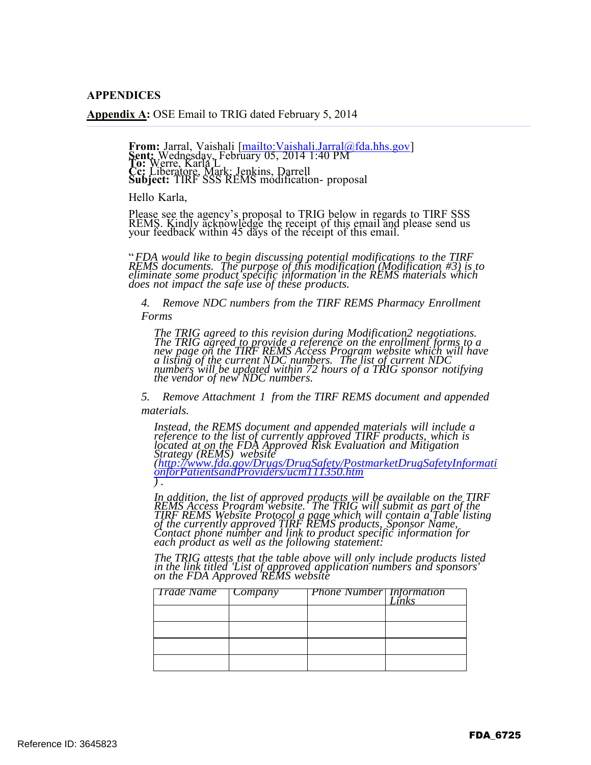## APPENDICES

**Appendix A:** OSE Email to TRIG dated February 5, 2014

**From:** Jarral, Vaishali [mailto:Vaishali.Jarral@fda.hhs.gov]
**Sent:** Wednesday, February 05, 2014 1:40 PM
**To:** Werre, Karla L
**Cc:** Liberatore, Mark; Jenkins, Darrell
**Subject:** TIRF SSS REMS modification- proposal

Hello Karla,

Please see the agency's proposal to TRIG below in regards to TIRF SSS REMS. Kindly acknowledge the receipt of this email and please send us your feedback within 45 days of the receipt of this email.

"*FDA would like to begin discussing potential modifications to the TIRF REMS documents. The purpose of this modification (Modification #3) is to eliminate some product specific information in the REMS materials which does not impact the safe use of these products.*

*4. Remove NDC numbers from the TIRF REMS Pharmacy Enrollment Forms*

*The TRIG agreed to this revision during Modification2 negotiations. The TRIG agreed to provide a reference on the enrollment forms to a new page on the TIRF REMS Access Program website which will have a listing of the current NDC numbers. The list of current NDC numbers will be updated within 72 hours of a TRIG sponsor notifying the vendor of new NDC numbers.*

*5. Remove Attachment 1 from the TIRF REMS document and appended materials.*

*Instead, the REMS document and appended materials will include a reference to the list of currently approved TIRF products, which is located at on the FDA Approved Risk Evaluation and Mitigation Strategy (REMS) website (http://www.fda.gov/Drugs/DrugSafety/PostmarketDrugSafetyInformationforPatientsandProviders/ucm111350.htm).*

*In addition, the list of approved products will be available on the TIRF REMS Access Program website. The TRIG will submit as part of the TIRF REMS Website Protocol a page which will contain a Table listing of the currently approved TIRF REMS products, Sponsor Name, Contact phone number and link to product specific information for each product as well as the following statement:*

*The TRIG attests that the table above will only include products listed in the link titled 'List of approved application numbers and sponsors' on the FDA Approved REMS website*

| *Trade Name* | *Company* | *Phone Number* | *Information Links* |
|---|---|---|---|
| | | | |
| | | | |
| | | | |
| | | | |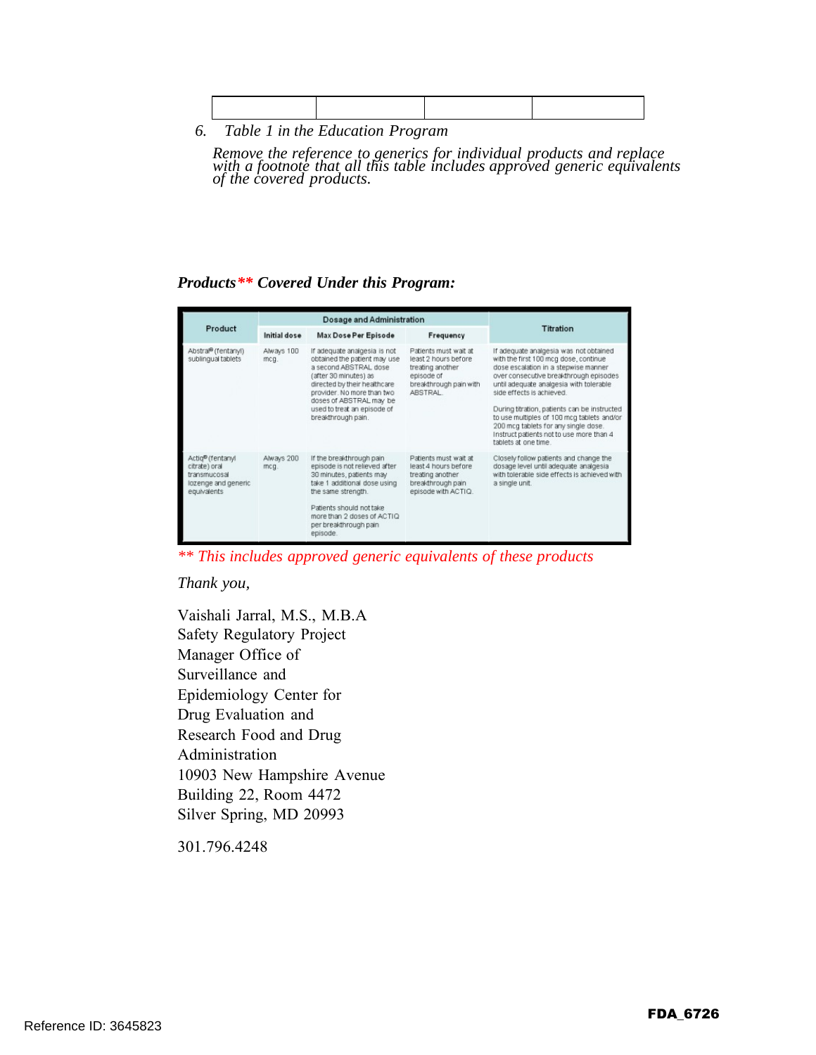| | | | |
|---|---|---|---|
| | | | |

6. *Table 1 in the Education Program*

*Remove the reference to generics for individual products and replace with a footnote that all this table includes approved generic equivalents of the covered products.*

***Products\*\* Covered Under this Program:***

| Product | Dosage and Administration | | | Titration |
|---|---|---|---|---|
| | Initial dose | Max Dose Per Episode | Frequency | |
| Abstral® (fentanyl) sublingual tablets | Always 100 mcg. | If adequate analgesia is not obtained the patient may use a second ABSTRAL dose (after 30 minutes) as directed by their healthcare provider. No more than two doses of ABSTRAL may be used to treat an episode of breakthrough pain. | Patients must wait at least 2 hours before treating another episode of breakthrough pain with ABSTRAL. | If adequate analgesia was not obtained with the first 100 mcg dose, continue dose escalation in a stepwise manner over consecutive breakthrough episodes until adequate analgesia with tolerable side effects is achieved. During titration, patients can be instructed to use multiples of 100 mcg tablets and/or 200 mcg tablets for any single dose. Instruct patients not to use more than 4 tablets at one time. |
| Actiq® (fentanyl citrate) oral transmucosal lozenge and generic equivalents | Always 200 mcg. | If the breakthrough pain episode is not relieved after 30 minutes, patients may take 1 additional dose using the same strength. Patients should not take more than 2 doses of ACTIQ per breakthrough pain episode. | Patients must wait at least 4 hours before treating another breakthrough pain episode with ACTIQ. | Closely follow patients and change the dosage level until adequate analgesia with tolerable side effects is achieved with a single unit. |

*\*\* This includes approved generic equivalents of these products*

*Thank you,*

Vaishali Jarral, M.S., M.B.A
Safety Regulatory Project
Manager Office of
Surveillance and
Epidemiology Center for
Drug Evaluation and
Research Food and Drug
Administration
10903 New Hampshire Avenue
Building 22, Room 4472
Silver Spring, MD 20993

301.796.4248

Reference ID: 3645823

FDA_6726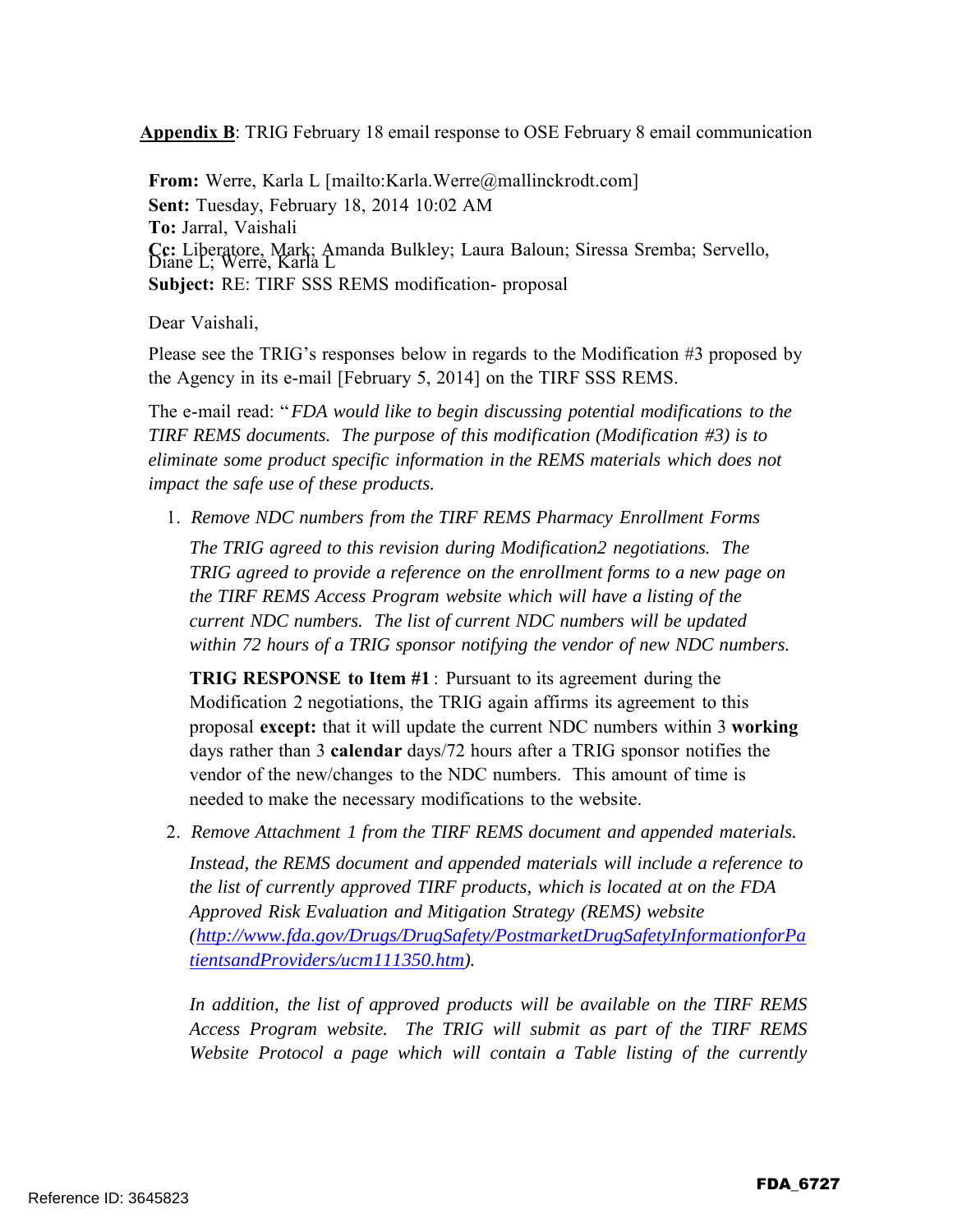**Appendix B**: TRIG February 18 email response to OSE February 8 email communication

**From:** Werre, Karla L [mailto:Karla.Werre@mallinckrodt.com]
**Sent:** Tuesday, February 18, 2014 10:02 AM
**To:** Jarral, Vaishali
**Cc:** Liberatore, Mark; Amanda Bulkley; Laura Baloun; Siressa Sremba; Servello, Diane L; Werre, Karla L
**Subject:** RE: TIRF SSS REMS modification- proposal

Dear Vaishali,

Please see the TRIG's responses below in regards to the Modification #3 proposed by the Agency in its e-mail [February 5, 2014] on the TIRF SSS REMS.

The e-mail read: "*FDA would like to begin discussing potential modifications to the TIRF REMS documents. The purpose of this modification (Modification #3) is to eliminate some product specific information in the REMS materials which does not impact the safe use of these products.*

1. *Remove NDC numbers from the TIRF REMS Pharmacy Enrollment Forms*

   *The TRIG agreed to this revision during Modification2 negotiations. The TRIG agreed to provide a reference on the enrollment forms to a new page on the TIRF REMS Access Program website which will have a listing of the current NDC numbers. The list of current NDC numbers will be updated within 72 hours of a TRIG sponsor notifying the vendor of new NDC numbers.*

   **TRIG RESPONSE to Item #1**: Pursuant to its agreement during the Modification 2 negotiations, the TRIG again affirms its agreement to this proposal **except:** that it will update the current NDC numbers within 3 **working** days rather than 3 **calendar** days/72 hours after a TRIG sponsor notifies the vendor of the new/changes to the NDC numbers. This amount of time is needed to make the necessary modifications to the website.

2. *Remove Attachment 1 from the TIRF REMS document and appended materials.*

   *Instead, the REMS document and appended materials will include a reference to the list of currently approved TIRF products, which is located at on the FDA Approved Risk Evaluation and Mitigation Strategy (REMS) website ([http://www.fda.gov/Drugs/DrugSafety/PostmarketDrugSafetyInformationforPatientsandProviders/ucm111350.htm](http://www.fda.gov/Drugs/DrugSafety/PostmarketDrugSafetyInformationforPatientsandProviders/ucm111350.htm)).*

   *In addition, the list of approved products will be available on the TIRF REMS Access Program website. The TRIG will submit as part of the TIRF REMS Website Protocol a page which will contain a Table listing of the currently*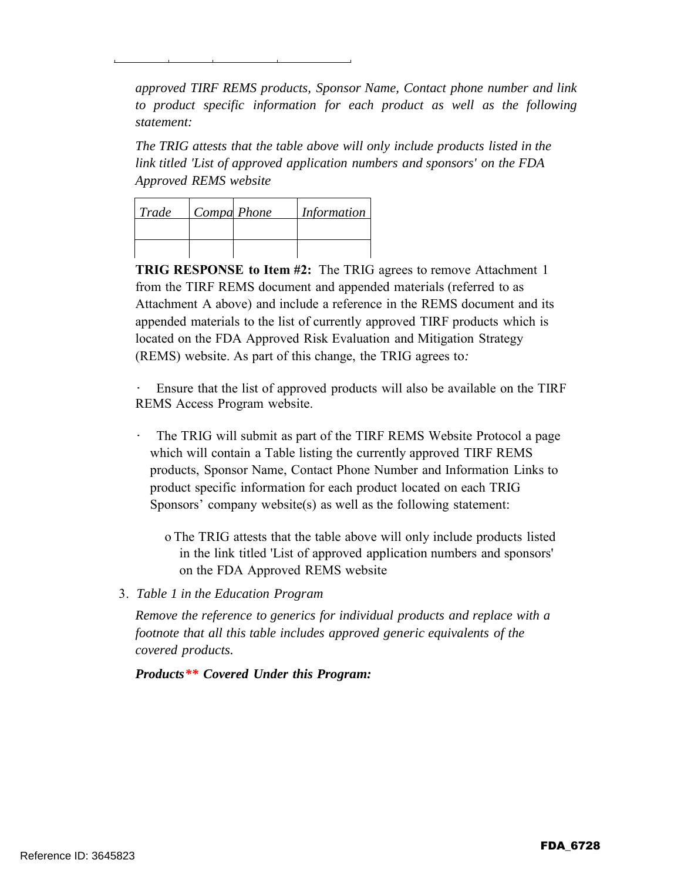*approved TIRF REMS products, Sponsor Name, Contact phone number and link to product specific information for each product as well as the following statement:*

*The TRIG attests that the table above will only include products listed in the link titled 'List of approved application numbers and sponsors' on the FDA Approved REMS website*

| *Trade* | *Compa* | *Phone* | *Information* |
|---|---|---|---|
| | | | |
| | | | |

**TRIG RESPONSE to Item #2:** The TRIG agrees to remove Attachment 1 from the TIRF REMS document and appended materials (referred to as Attachment A above) and include a reference in the REMS document and its appended materials to the list of currently approved TIRF products which is located on the FDA Approved Risk Evaluation and Mitigation Strategy (REMS) website. As part of this change, the TRIG agrees to*:*

- Ensure that the list of approved products will also be available on the TIRF REMS Access Program website.
- The TRIG will submit as part of the TIRF REMS Website Protocol a page which will contain a Table listing the currently approved TIRF REMS products, Sponsor Name, Contact Phone Number and Information Links to product specific information for each product located on each TRIG Sponsors' company website(s) as well as the following statement:
  - The TRIG attests that the table above will only include products listed in the link titled 'List of approved application numbers and sponsors' on the FDA Approved REMS website

3. *Table 1 in the Education Program*

*Remove the reference to generics for individual products and replace with a footnote that all this table includes approved generic equivalents of the covered products.*

***Products\*\* Covered Under this Program:***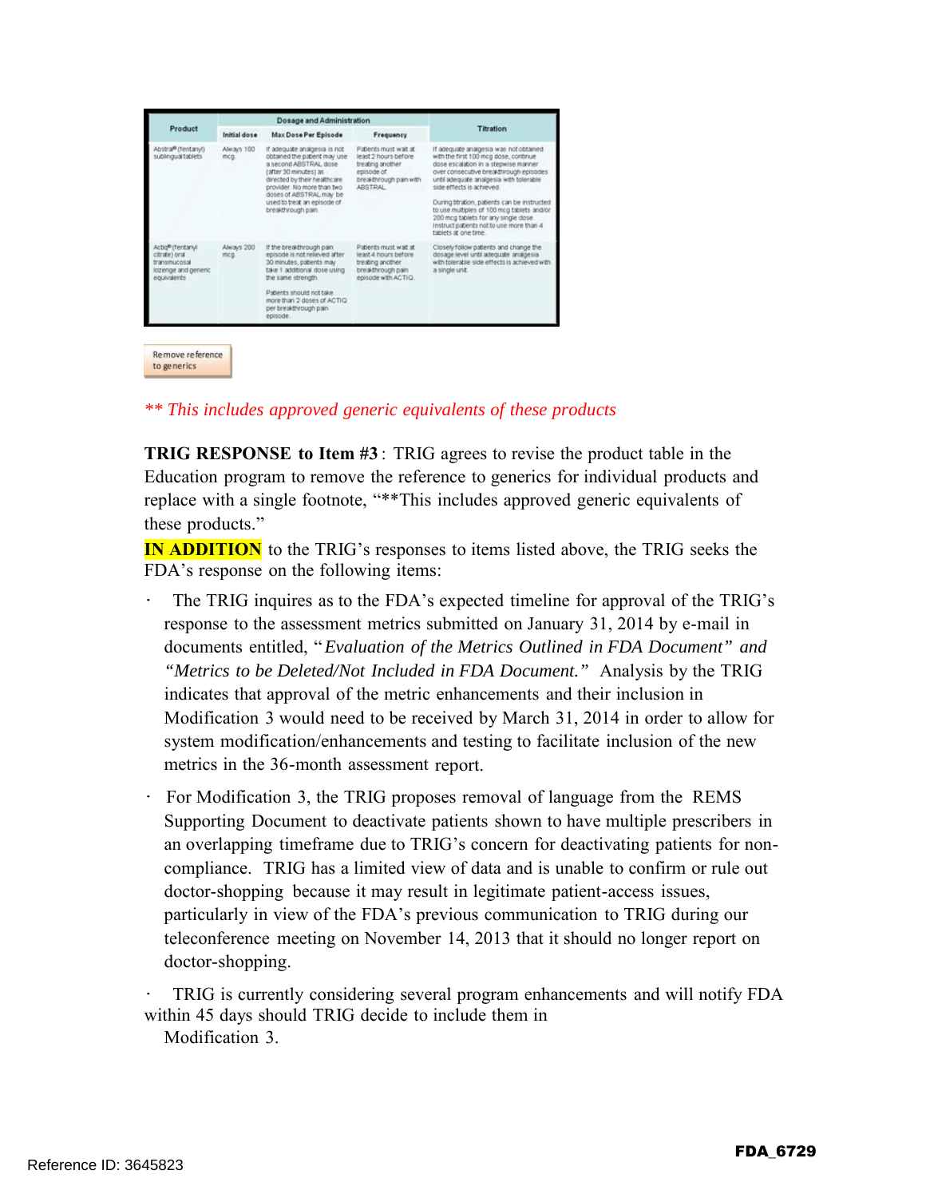| Product | Dosage and Administration | | | Titration |
|---|---|---|---|---|
| | Initial dose | Max Dose Per Episode | Frequency | |
| Abstral® (fentanyl) sublingual tablets | Always 100 mcg. | If adequate analgesia is not obtained the patient may use a second ABSTRAL dose (after 30 minutes) as directed by their healthcare provider. No more than two doses of ABSTRAL may be used to treat an episode of breakthrough pain. | Patients must wait at least 2 hours before treating another episode of breakthrough pain with ABSTRAL. | If adequate analgesia was not obtained with the first 100 mcg dose, continue dose escalation in a stepwise manner over consecutive breakthrough episodes until adequate analgesia with tolerable side effects is achieved. During titration, patients can be instructed to use multiples of 100 mcg tablets and/or 200 mcg tablets for any single dose. Instruct patients not to use more than 4 tablets at one time. |
| Actiq® (fentanyl citrate) oral transmucosal lozenge and generic equivalents | Always 200 mcg. | If the breakthrough pain episode is not relieved after 30 minutes, patients may take 1 additional dose using the same strength. Patients should not take more than 2 doses of ACTIQ per breakthrough pain episode. | Patients must wait at least 4 hours before treating another breakthrough pain episode with ACTIQ. | Closely follow patients and change the dosage level until adequate analgesia with tolerable side effects is achieved with a single unit. |

Remove reference to generics

*** This includes approved generic equivalents of these products*

**TRIG RESPONSE to Item #3**: TRIG agrees to revise the product table in the Education program to remove the reference to generics for individual products and replace with a single footnote, "**This includes approved generic equivalents of these products."

**IN ADDITION** to the TRIG's responses to items listed above, the TRIG seeks the FDA's response on the following items:

- The TRIG inquires as to the FDA's expected timeline for approval of the TRIG's response to the assessment metrics submitted on January 31, 2014 by e-mail in documents entitled, "*Evaluation of the Metrics Outlined in FDA Document" and "Metrics to be Deleted/Not Included in FDA Document."* Analysis by the TRIG indicates that approval of the metric enhancements and their inclusion in Modification 3 would need to be received by March 31, 2014 in order to allow for system modification/enhancements and testing to facilitate inclusion of the new metrics in the 36-month assessment report.

- For Modification 3, the TRIG proposes removal of language from the REMS Supporting Document to deactivate patients shown to have multiple prescribers in an overlapping timeframe due to TRIG's concern for deactivating patients for non-compliance. TRIG has a limited view of data and is unable to confirm or rule out doctor-shopping because it may result in legitimate patient-access issues, particularly in view of the FDA's previous communication to TRIG during our teleconference meeting on November 14, 2013 that it should no longer report on doctor-shopping.

- TRIG is currently considering several program enhancements and will notify FDA within 45 days should TRIG decide to include them in Modification 3.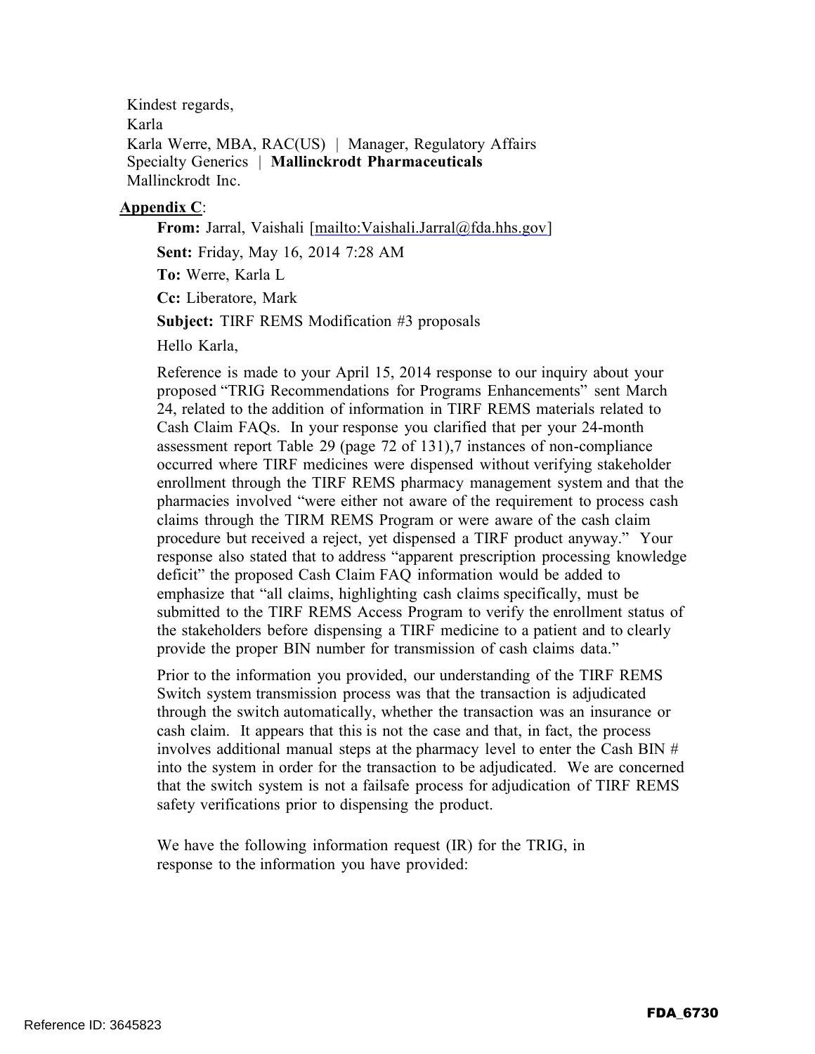Kindest regards,
Karla
Karla Werre, MBA, RAC(US) | Manager, Regulatory Affairs
Specialty Generics | **Mallinckrodt Pharmaceuticals**
Mallinckrodt Inc.

**Appendix C**:

**From:** Jarral, Vaishali [mailto:Vaishali.Jarral@fda.hhs.gov]

**Sent:** Friday, May 16, 2014 7:28 AM

**To:** Werre, Karla L

**Cc:** Liberatore, Mark

**Subject:** TIRF REMS Modification #3 proposals

Hello Karla,

Reference is made to your April 15, 2014 response to our inquiry about your proposed "TRIG Recommendations for Programs Enhancements" sent March 24, related to the addition of information in TIRF REMS materials related to Cash Claim FAQs. In your response you clarified that per your 24-month assessment report Table 29 (page 72 of 131),7 instances of non-compliance occurred where TIRF medicines were dispensed without verifying stakeholder enrollment through the TIRF REMS pharmacy management system and that the pharmacies involved "were either not aware of the requirement to process cash claims through the TIRM REMS Program or were aware of the cash claim procedure but received a reject, yet dispensed a TIRF product anyway." Your response also stated that to address "apparent prescription processing knowledge deficit" the proposed Cash Claim FAQ information would be added to emphasize that "all claims, highlighting cash claims specifically, must be submitted to the TIRF REMS Access Program to verify the enrollment status of the stakeholders before dispensing a TIRF medicine to a patient and to clearly provide the proper BIN number for transmission of cash claims data."

Prior to the information you provided, our understanding of the TIRF REMS Switch system transmission process was that the transaction is adjudicated through the switch automatically, whether the transaction was an insurance or cash claim. It appears that this is not the case and that, in fact, the process involves additional manual steps at the pharmacy level to enter the Cash BIN # into the system in order for the transaction to be adjudicated. We are concerned that the switch system is not a failsafe process for adjudication of TIRF REMS safety verifications prior to dispensing the product.

We have the following information request (IR) for the TRIG, in response to the information you have provided: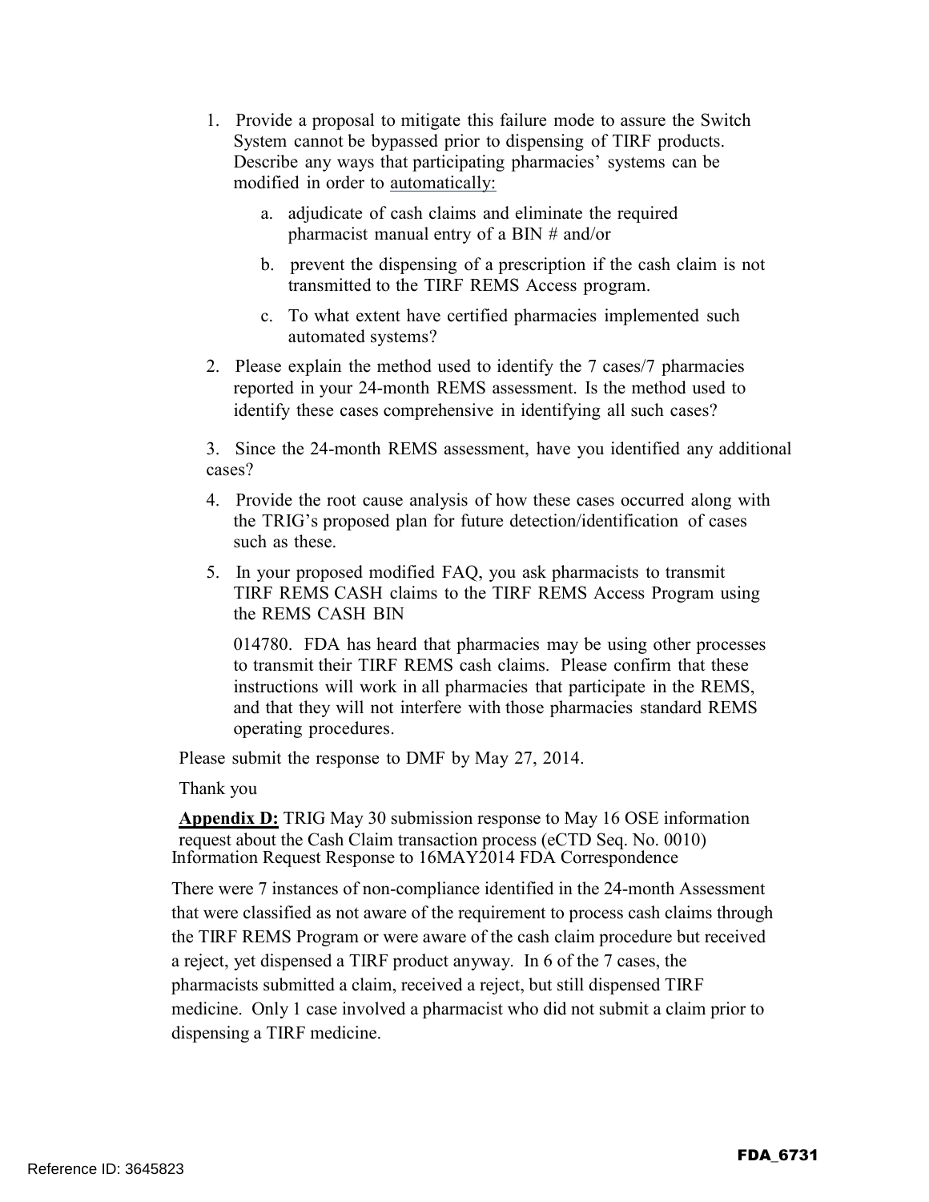1. Provide a proposal to mitigate this failure mode to assure the Switch System cannot be bypassed prior to dispensing of TIRF products. Describe any ways that participating pharmacies' systems can be modified in order to automatically:

    a. adjudicate of cash claims and eliminate the required pharmacist manual entry of a BIN # and/or

    b. prevent the dispensing of a prescription if the cash claim is not transmitted to the TIRF REMS Access program.

    c. To what extent have certified pharmacies implemented such automated systems?

2. Please explain the method used to identify the 7 cases/7 pharmacies reported in your 24-month REMS assessment. Is the method used to identify these cases comprehensive in identifying all such cases?

3. Since the 24-month REMS assessment, have you identified any additional cases?

4. Provide the root cause analysis of how these cases occurred along with the TRIG's proposed plan for future detection/identification of cases such as these.

5. In your proposed modified FAQ, you ask pharmacists to transmit TIRF REMS CASH claims to the TIRF REMS Access Program using the REMS CASH BIN

    014780. FDA has heard that pharmacies may be using other processes to transmit their TIRF REMS cash claims. Please confirm that these instructions will work in all pharmacies that participate in the REMS, and that they will not interfere with those pharmacies standard REMS operating procedures.

Please submit the response to DMF by May 27, 2014.

Thank you

**Appendix D:** TRIG May 30 submission response to May 16 OSE information request about the Cash Claim transaction process (eCTD Seq. No. 0010)

Information Request Response to 16MAY2014 FDA Correspondence

There were 7 instances of non-compliance identified in the 24-month Assessment that were classified as not aware of the requirement to process cash claims through the TIRF REMS Program or were aware of the cash claim procedure but received a reject, yet dispensed a TIRF product anyway. In 6 of the 7 cases, the pharmacists submitted a claim, received a reject, but still dispensed TIRF medicine. Only 1 case involved a pharmacist who did not submit a claim prior to dispensing a TIRF medicine.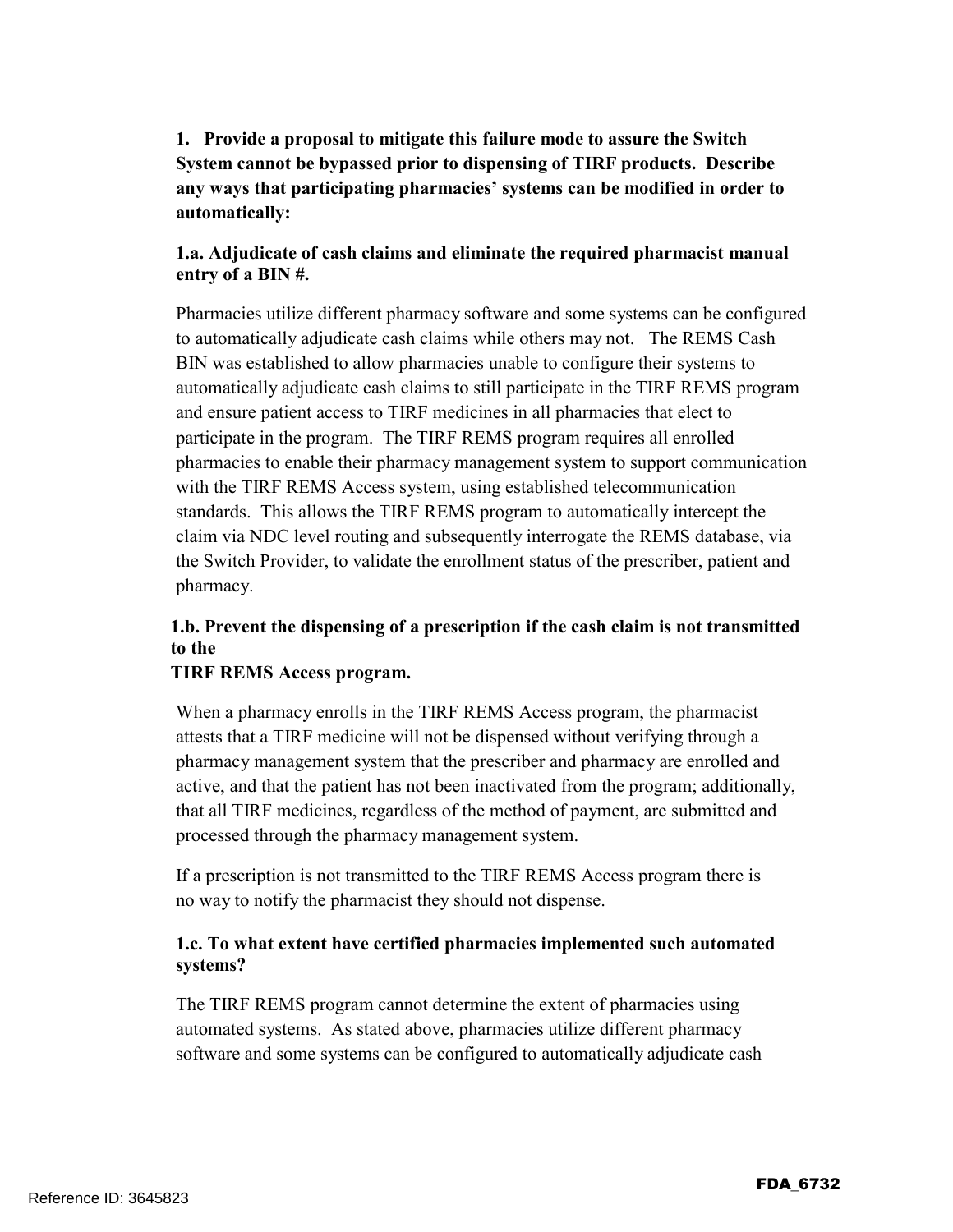**1. Provide a proposal to mitigate this failure mode to assure the Switch System cannot be bypassed prior to dispensing of TIRF products. Describe any ways that participating pharmacies' systems can be modified in order to automatically:**

**1.a. Adjudicate of cash claims and eliminate the required pharmacist manual entry of a BIN #.**

Pharmacies utilize different pharmacy software and some systems can be configured to automatically adjudicate cash claims while others may not. The REMS Cash BIN was established to allow pharmacies unable to configure their systems to automatically adjudicate cash claims to still participate in the TIRF REMS program and ensure patient access to TIRF medicines in all pharmacies that elect to participate in the program. The TIRF REMS program requires all enrolled pharmacies to enable their pharmacy management system to support communication with the TIRF REMS Access system, using established telecommunication standards. This allows the TIRF REMS program to automatically intercept the claim via NDC level routing and subsequently interrogate the REMS database, via the Switch Provider, to validate the enrollment status of the prescriber, patient and pharmacy.

**1.b. Prevent the dispensing of a prescription if the cash claim is not transmitted to the TIRF REMS Access program.**

When a pharmacy enrolls in the TIRF REMS Access program, the pharmacist attests that a TIRF medicine will not be dispensed without verifying through a pharmacy management system that the prescriber and pharmacy are enrolled and active, and that the patient has not been inactivated from the program; additionally, that all TIRF medicines, regardless of the method of payment, are submitted and processed through the pharmacy management system.

If a prescription is not transmitted to the TIRF REMS Access program there is no way to notify the pharmacist they should not dispense.

**1.c. To what extent have certified pharmacies implemented such automated systems?**

The TIRF REMS program cannot determine the extent of pharmacies using automated systems. As stated above, pharmacies utilize different pharmacy software and some systems can be configured to automatically adjudicate cash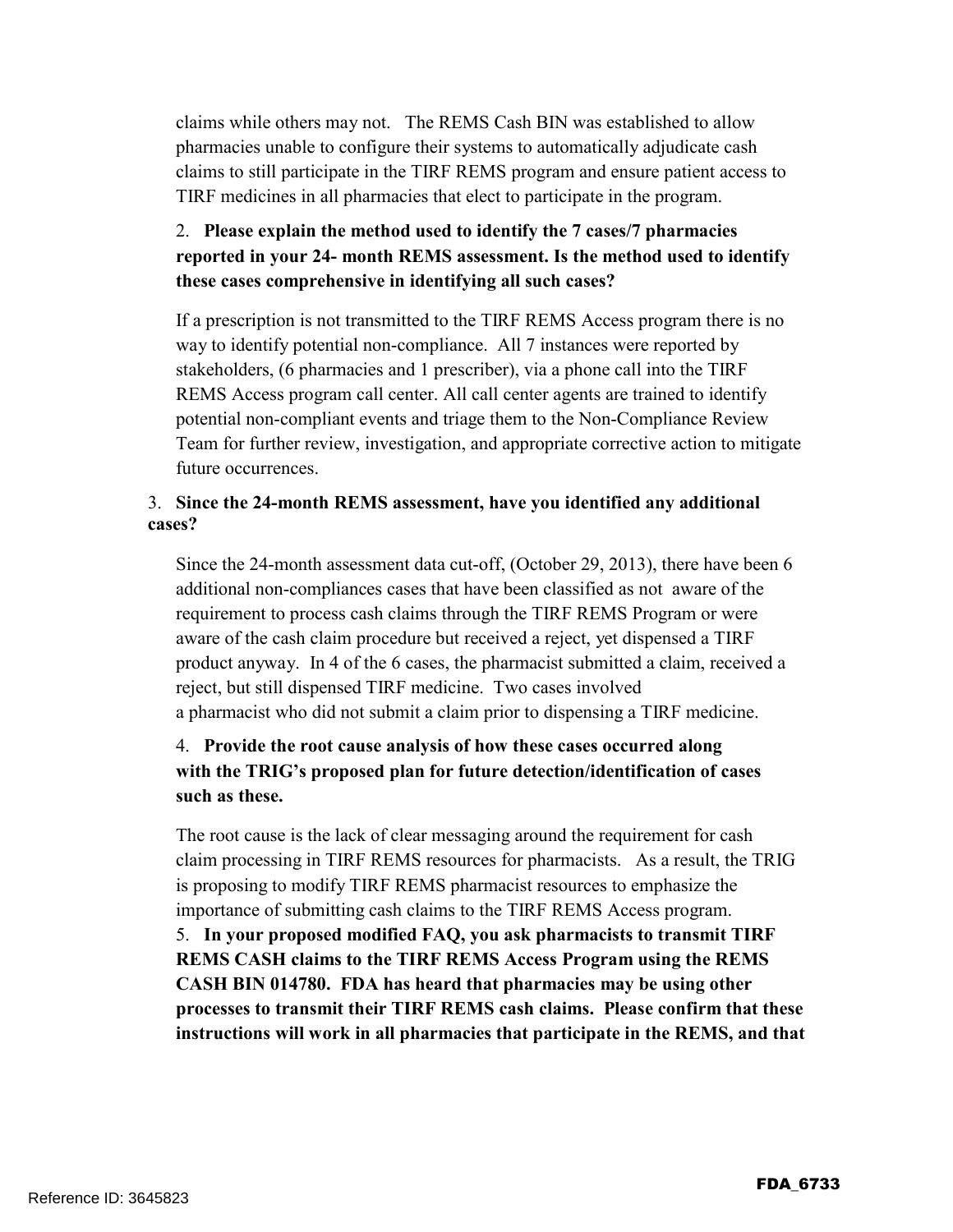claims while others may not. The REMS Cash BIN was established to allow pharmacies unable to configure their systems to automatically adjudicate cash claims to still participate in the TIRF REMS program and ensure patient access to TIRF medicines in all pharmacies that elect to participate in the program.

2. **Please explain the method used to identify the 7 cases/7 pharmacies reported in your 24- month REMS assessment. Is the method used to identify these cases comprehensive in identifying all such cases?**

If a prescription is not transmitted to the TIRF REMS Access program there is no way to identify potential non-compliance. All 7 instances were reported by stakeholders, (6 pharmacies and 1 prescriber), via a phone call into the TIRF REMS Access program call center. All call center agents are trained to identify potential non-compliant events and triage them to the Non-Compliance Review Team for further review, investigation, and appropriate corrective action to mitigate future occurrences.

3. **Since the 24-month REMS assessment, have you identified any additional cases?**

Since the 24-month assessment data cut-off, (October 29, 2013), there have been 6 additional non-compliances cases that have been classified as not aware of the requirement to process cash claims through the TIRF REMS Program or were aware of the cash claim procedure but received a reject, yet dispensed a TIRF product anyway. In 4 of the 6 cases, the pharmacist submitted a claim, received a reject, but still dispensed TIRF medicine. Two cases involved a pharmacist who did not submit a claim prior to dispensing a TIRF medicine.

4. **Provide the root cause analysis of how these cases occurred along with the TRIG's proposed plan for future detection/identification of cases such as these.**

The root cause is the lack of clear messaging around the requirement for cash claim processing in TIRF REMS resources for pharmacists. As a result, the TRIG is proposing to modify TIRF REMS pharmacist resources to emphasize the importance of submitting cash claims to the TIRF REMS Access program.

5. **In your proposed modified FAQ, you ask pharmacists to transmit TIRF REMS CASH claims to the TIRF REMS Access Program using the REMS CASH BIN 014780. FDA has heard that pharmacies may be using other processes to transmit their TIRF REMS cash claims. Please confirm that these instructions will work in all pharmacies that participate in the REMS, and that**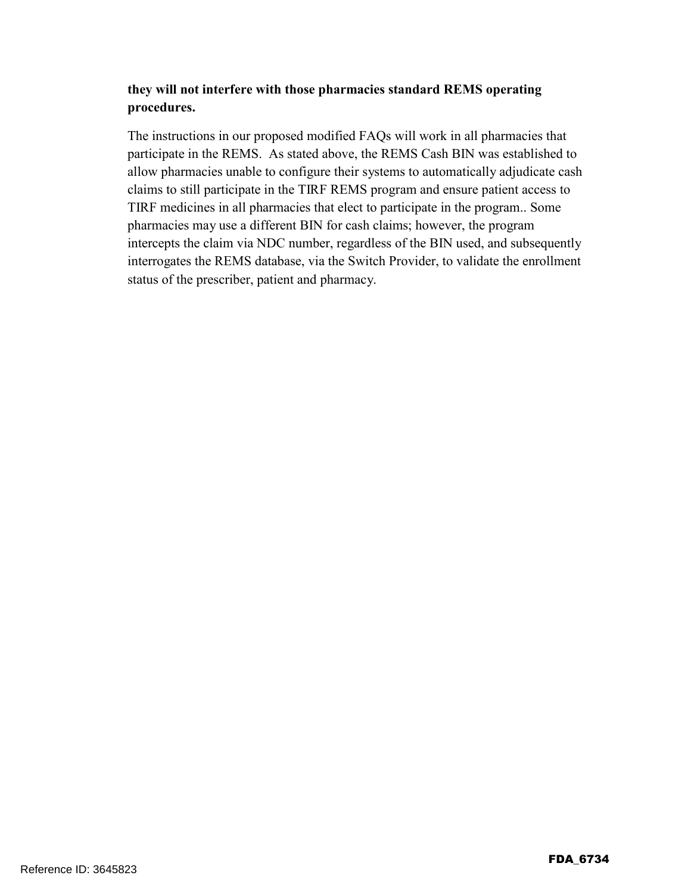**they will not interfere with those pharmacies standard REMS operating procedures.**

The instructions in our proposed modified FAQs will work in all pharmacies that participate in the REMS.  As stated above, the REMS Cash BIN was established to allow pharmacies unable to configure their systems to automatically adjudicate cash claims to still participate in the TIRF REMS program and ensure patient access to TIRF medicines in all pharmacies that elect to participate in the program.. Some pharmacies may use a different BIN for cash claims; however, the program intercepts the claim via NDC number, regardless of the BIN used, and subsequently interrogates the REMS database, via the Switch Provider, to validate the enrollment status of the prescriber, patient and pharmacy.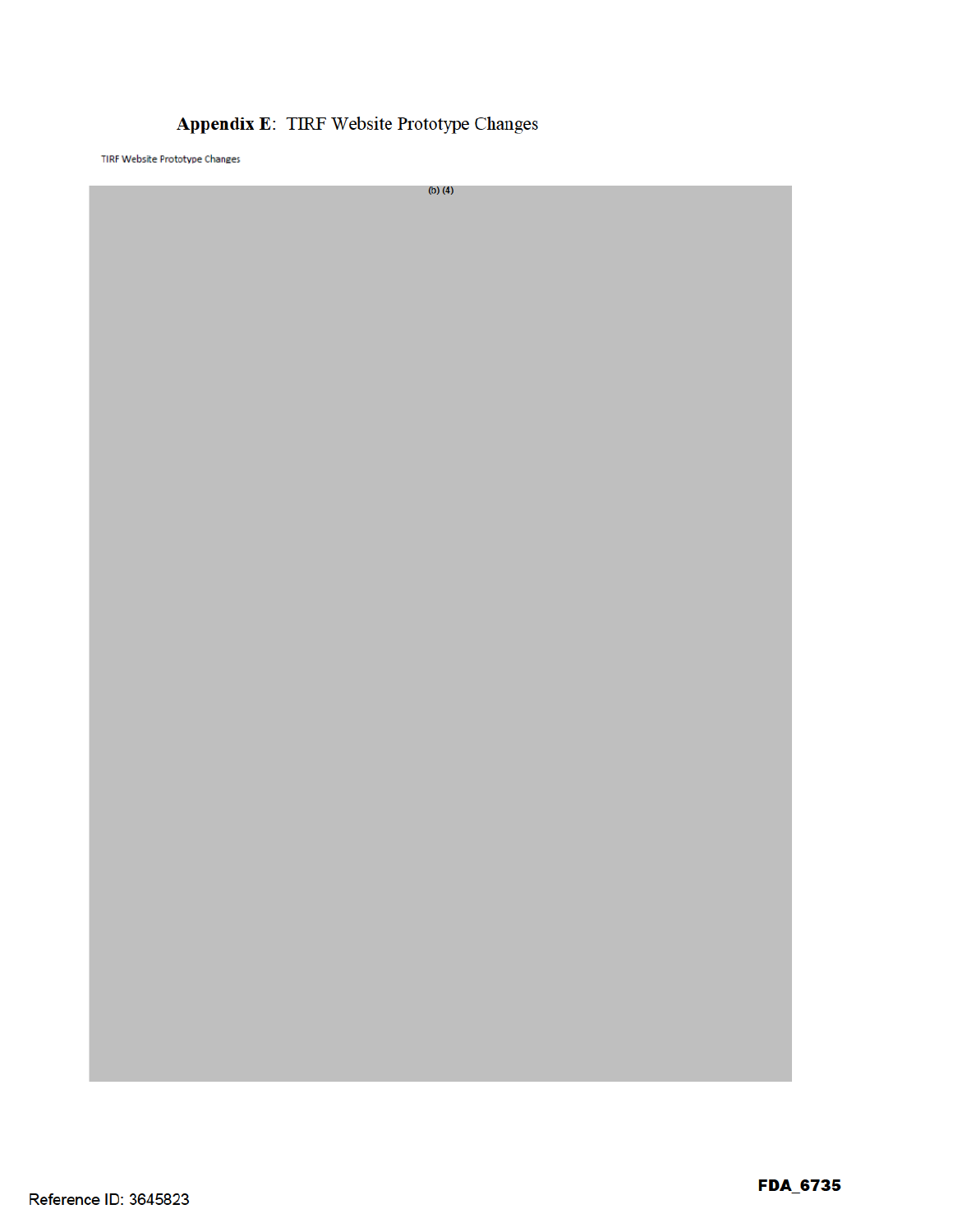**Appendix E**: TIRF Website Prototype Changes

TIRF Website Prototype Changes

(b) (4)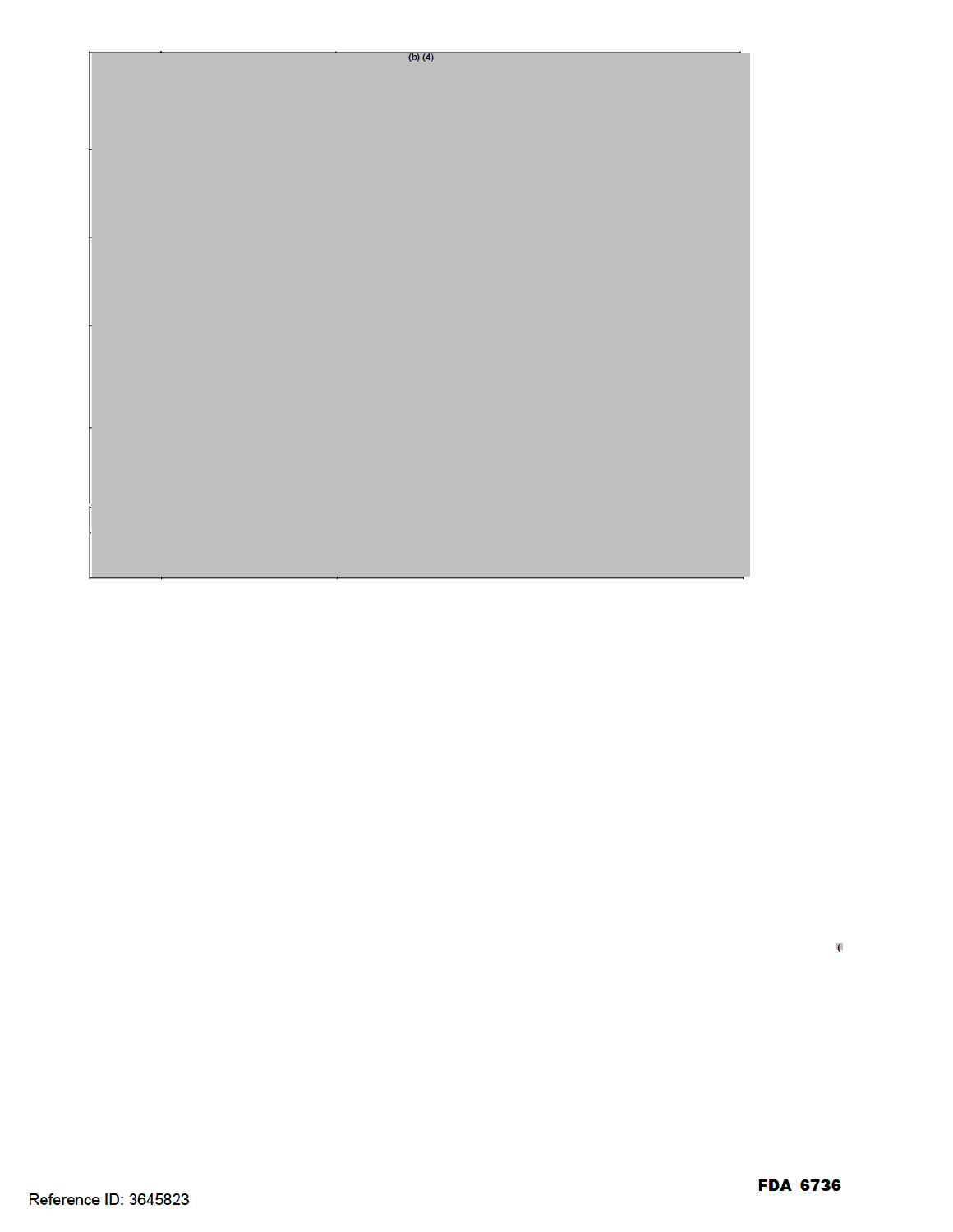(b) (4)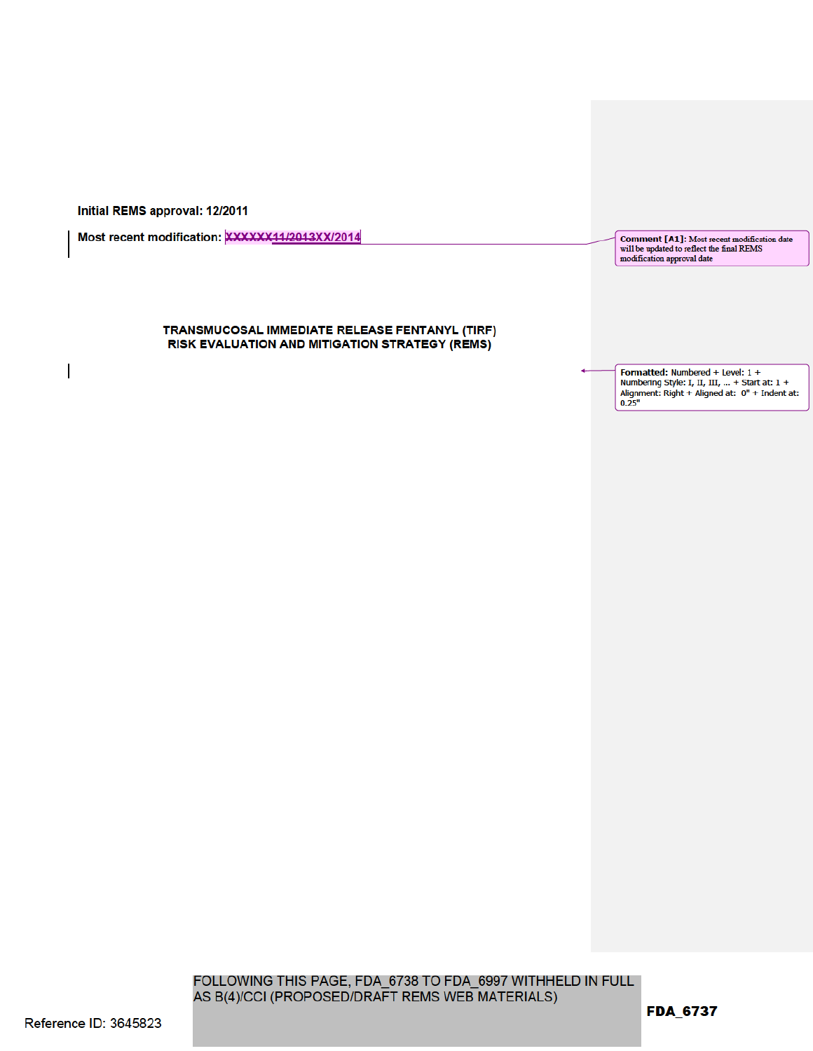Initial REMS approval: 12/2011

Most recent modification: ~~XXXXXX11/2013~~XX/2014

Comment [A1]: Most recent modification date will be updated to reflect the final REMS modification approval date

**TRANSMUCOSAL IMMEDIATE RELEASE FENTANYL (TIRF)**
**RISK EVALUATION AND MITIGATION STRATEGY (REMS)**

Formatted: Numbered + Level: 1 + Numbering Style: I, II, III, ... + Start at: 1 + Alignment: Right + Aligned at: 0" + Indent at: 0.25"

FOLLOWING THIS PAGE, FDA_6738 TO FDA_6997 WITHHELD IN FULL AS B(4)/CCI (PROPOSED/DRAFT REMS WEB MATERIALS)

Reference ID: 3645823

FDA_6737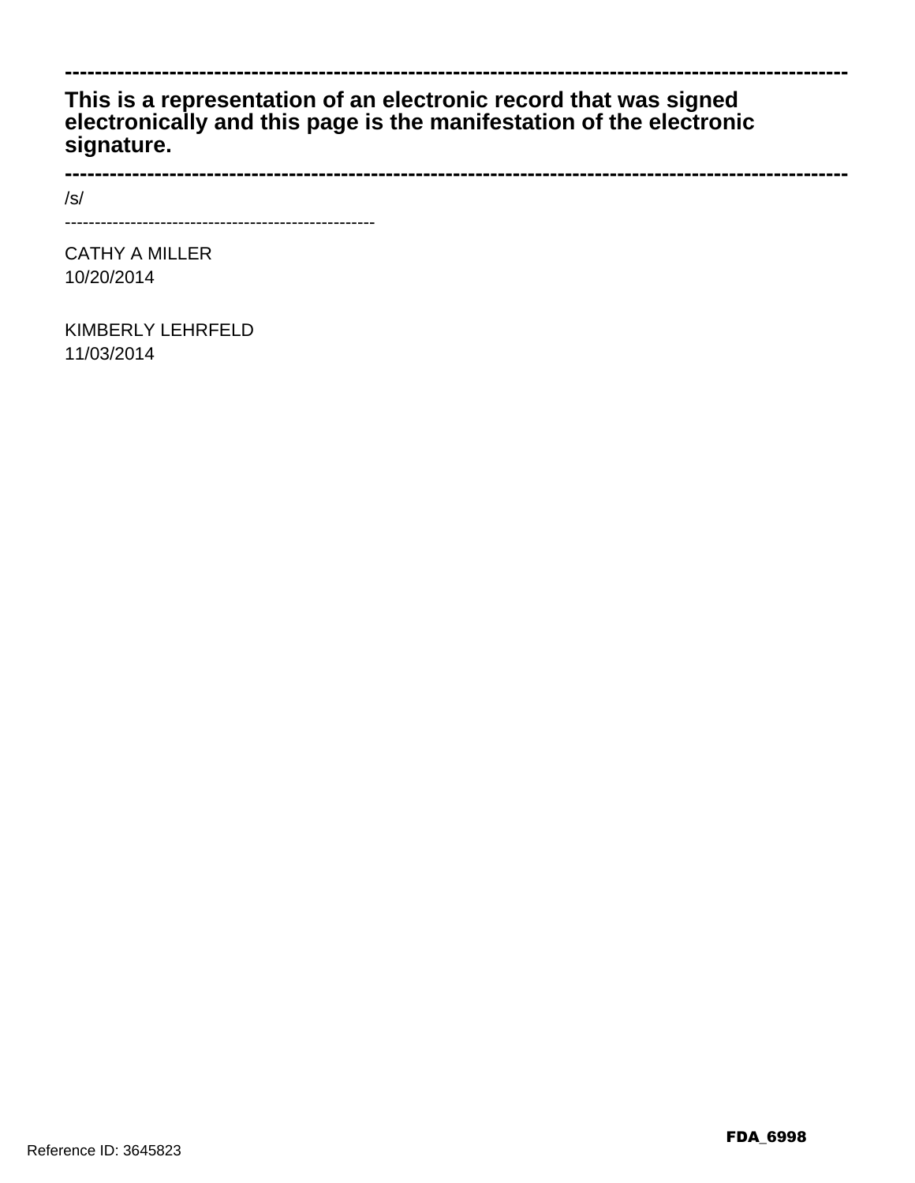---

**This is a representation of an electronic record that was signed electronically and this page is the manifestation of the electronic signature.**

---

/s/

---

CATHY A MILLER
10/20/2014

KIMBERLY LEHRFELD
11/03/2014

FDA_6998

Reference ID: 3645823